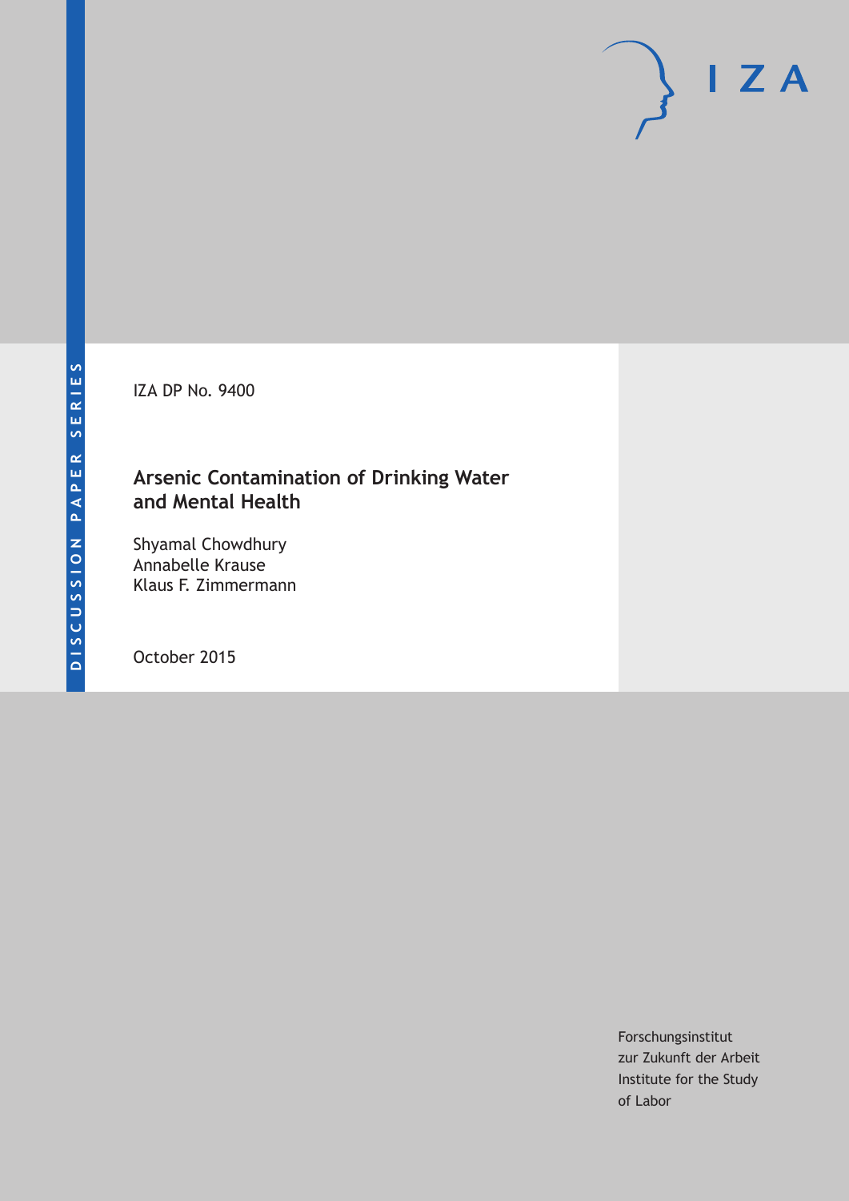DISCUSSION PAPER SERIES

IZA DP No. 9400

# Arsenic Contamination of Drinking Water and Mental Health

Shyamal Chowdhury
Annabelle Krause
Klaus F. Zimmermann

October 2015

Forschungsinstitut
zur Zukunft der Arbeit
Institute for the Study
of Labor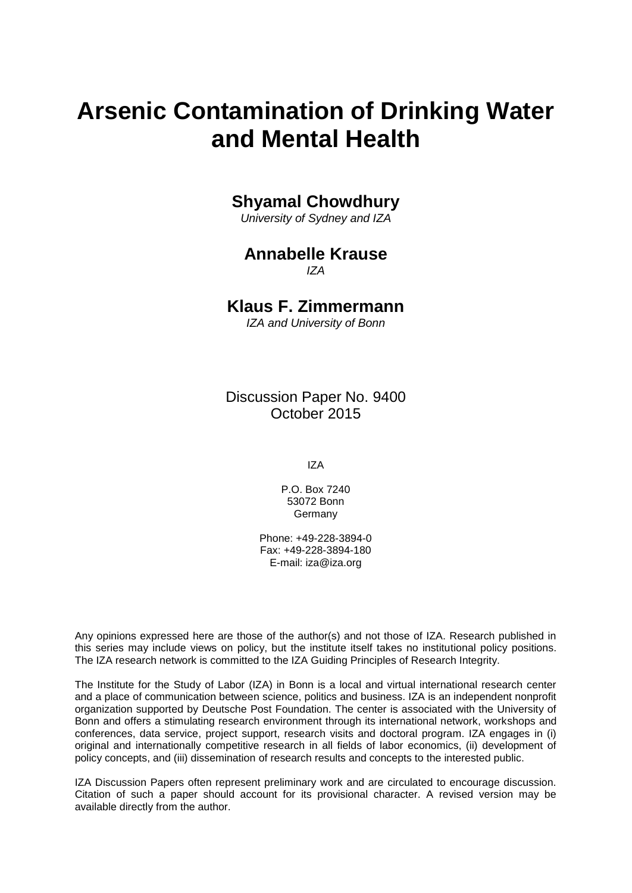# Arsenic Contamination of Drinking Water and Mental Health

**Shyamal Chowdhury**

*University of Sydney and IZA*

**Annabelle Krause**

*IZA*

**Klaus F. Zimmermann**

*IZA and University of Bonn*

Discussion Paper No. 9400
October 2015

IZA

P.O. Box 7240
53072 Bonn
Germany

Phone: +49-228-3894-0
Fax: +49-228-3894-180
E-mail: iza@iza.org

Any opinions expressed here are those of the author(s) and not those of IZA. Research published in this series may include views on policy, but the institute itself takes no institutional policy positions. The IZA research network is committed to the IZA Guiding Principles of Research Integrity.

The Institute for the Study of Labor (IZA) in Bonn is a local and virtual international research center and a place of communication between science, politics and business. IZA is an independent nonprofit organization supported by Deutsche Post Foundation. The center is associated with the University of Bonn and offers a stimulating research environment through its international network, workshops and conferences, data service, project support, research visits and doctoral program. IZA engages in (i) original and internationally competitive research in all fields of labor economics, (ii) development of policy concepts, and (iii) dissemination of research results and concepts to the interested public.

IZA Discussion Papers often represent preliminary work and are circulated to encourage discussion. Citation of such a paper should account for its provisional character. A revised version may be available directly from the author.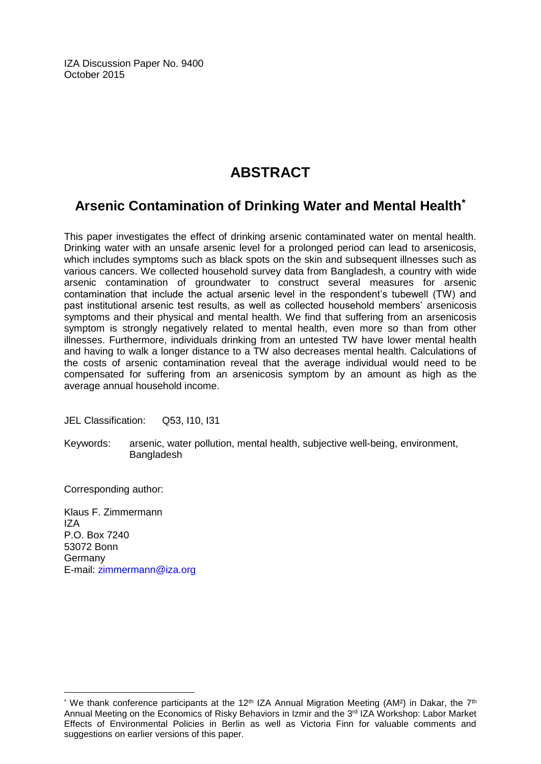IZA Discussion Paper No. 9400
October 2015

# ABSTRACT

## Arsenic Contamination of Drinking Water and Mental Health*

This paper investigates the effect of drinking arsenic contaminated water on mental health. Drinking water with an unsafe arsenic level for a prolonged period can lead to arsenicosis, which includes symptoms such as black spots on the skin and subsequent illnesses such as various cancers. We collected household survey data from Bangladesh, a country with wide arsenic contamination of groundwater to construct several measures for arsenic contamination that include the actual arsenic level in the respondent's tubewell (TW) and past institutional arsenic test results, as well as collected household members' arsenicosis symptoms and their physical and mental health. We find that suffering from an arsenicosis symptom is strongly negatively related to mental health, even more so than from other illnesses. Furthermore, individuals drinking from an untested TW have lower mental health and having to walk a longer distance to a TW also decreases mental health. Calculations of the costs of arsenic contamination reveal that the average individual would need to be compensated for suffering from an arsenicosis symptom by an amount as high as the average annual household income.

JEL Classification: Q53, I10, I31

Keywords: arsenic, water pollution, mental health, subjective well-being, environment, Bangladesh

Corresponding author:

Klaus F. Zimmermann
IZA
P.O. Box 7240
53072 Bonn
Germany
E-mail: zimmermann@iza.org

---

* We thank conference participants at the 12th IZA Annual Migration Meeting (AM²) in Dakar, the 7th Annual Meeting on the Economics of Risky Behaviors in Izmir and the 3rd IZA Workshop: Labor Market Effects of Environmental Policies in Berlin as well as Victoria Finn for valuable comments and suggestions on earlier versions of this paper.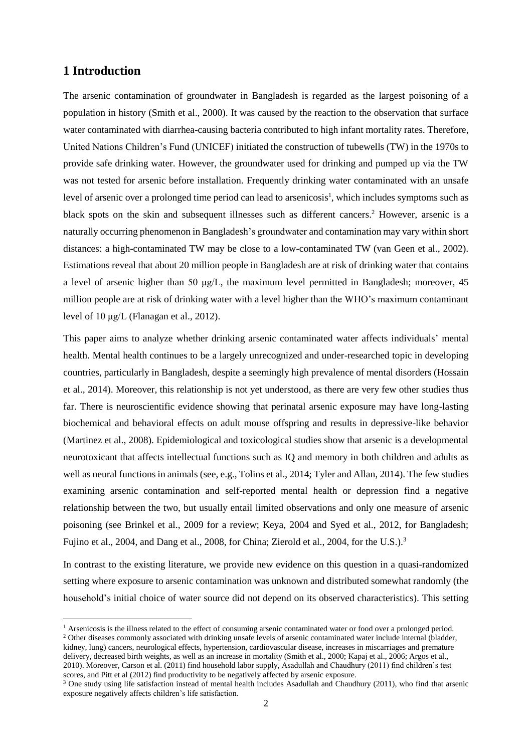## 1 Introduction

The arsenic contamination of groundwater in Bangladesh is regarded as the largest poisoning of a population in history (Smith et al., 2000). It was caused by the reaction to the observation that surface water contaminated with diarrhea-causing bacteria contributed to high infant mortality rates. Therefore, United Nations Children's Fund (UNICEF) initiated the construction of tubewells (TW) in the 1970s to provide safe drinking water. However, the groundwater used for drinking and pumped up via the TW was not tested for arsenic before installation. Frequently drinking water contaminated with an unsafe level of arsenic over a prolonged time period can lead to arsenicosis[1], which includes symptoms such as black spots on the skin and subsequent illnesses such as different cancers.[2] However, arsenic is a naturally occurring phenomenon in Bangladesh's groundwater and contamination may vary within short distances: a high-contaminated TW may be close to a low-contaminated TW (van Geen et al., 2002). Estimations reveal that about 20 million people in Bangladesh are at risk of drinking water that contains a level of arsenic higher than 50 μg/L, the maximum level permitted in Bangladesh; moreover, 45 million people are at risk of drinking water with a level higher than the WHO's maximum contaminant level of 10 μg/L (Flanagan et al., 2012).

This paper aims to analyze whether drinking arsenic contaminated water affects individuals' mental health. Mental health continues to be a largely unrecognized and under-researched topic in developing countries, particularly in Bangladesh, despite a seemingly high prevalence of mental disorders (Hossain et al., 2014). Moreover, this relationship is not yet understood, as there are very few other studies thus far. There is neuroscientific evidence showing that perinatal arsenic exposure may have long-lasting biochemical and behavioral effects on adult mouse offspring and results in depressive-like behavior (Martinez et al., 2008). Epidemiological and toxicological studies show that arsenic is a developmental neurotoxicant that affects intellectual functions such as IQ and memory in both children and adults as well as neural functions in animals (see, e.g., Tolins et al., 2014; Tyler and Allan, 2014). The few studies examining arsenic contamination and self-reported mental health or depression find a negative relationship between the two, but usually entail limited observations and only one measure of arsenic poisoning (see Brinkel et al., 2009 for a review; Keya, 2004 and Syed et al., 2012, for Bangladesh; Fujino et al., 2004, and Dang et al., 2008, for China; Zierold et al., 2004, for the U.S.).[3]

In contrast to the existing literature, we provide new evidence on this question in a quasi-randomized setting where exposure to arsenic contamination was unknown and distributed somewhat randomly (the household's initial choice of water source did not depend on its observed characteristics). This setting

---

[1] Arsenicosis is the illness related to the effect of consuming arsenic contaminated water or food over a prolonged period.

[2] Other diseases commonly associated with drinking unsafe levels of arsenic contaminated water include internal (bladder, kidney, lung) cancers, neurological effects, hypertension, cardiovascular disease, increases in miscarriages and premature delivery, decreased birth weights, as well as an increase in mortality (Smith et al., 2000; Kapaj et al., 2006; Argos et al., 2010). Moreover, Carson et al. (2011) find household labor supply, Asadullah and Chaudhury (2011) find children's test scores, and Pitt et al (2012) find productivity to be negatively affected by arsenic exposure.

[3] One study using life satisfaction instead of mental health includes Asadullah and Chaudhury (2011), who find that arsenic exposure negatively affects children's life satisfaction.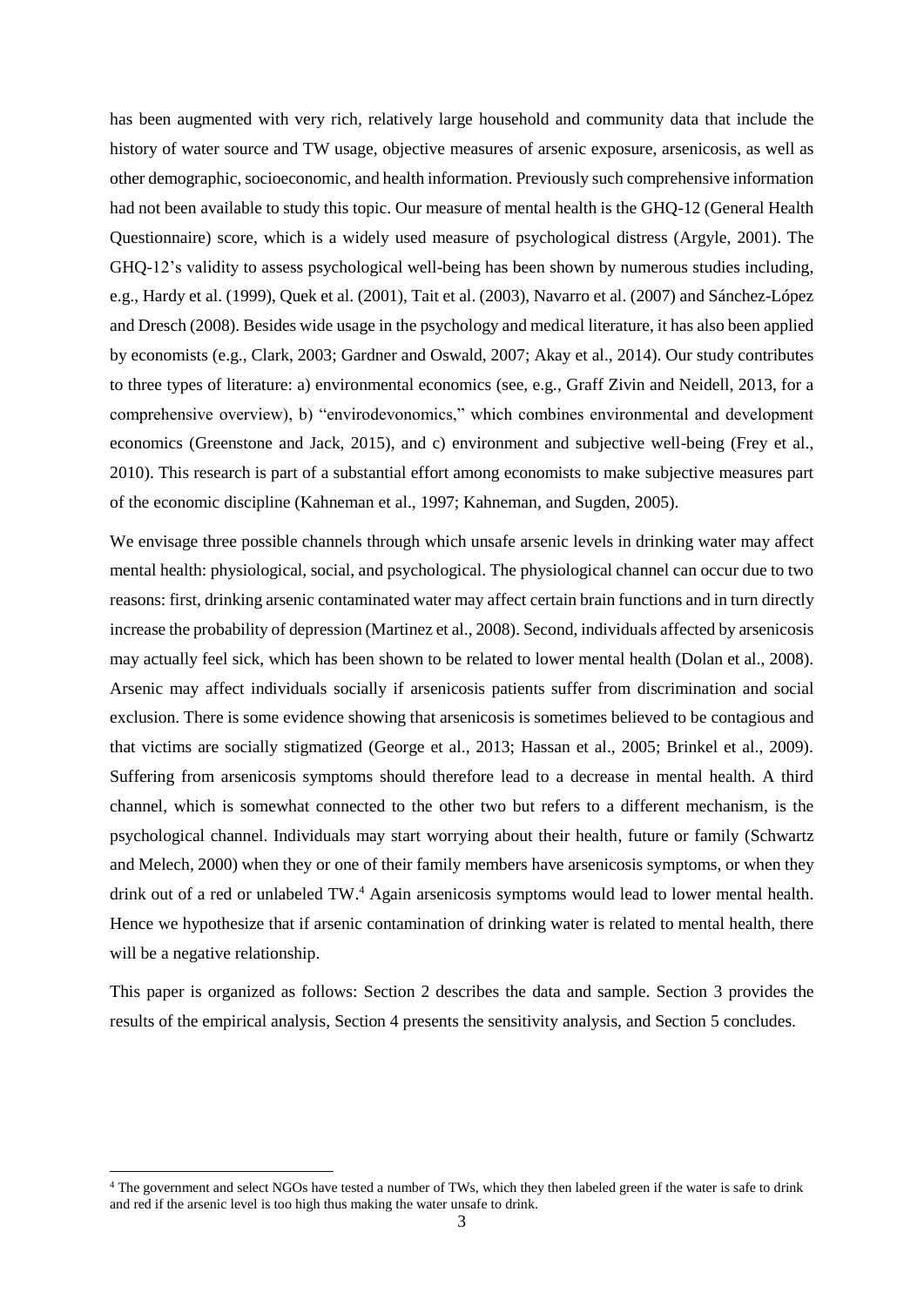has been augmented with very rich, relatively large household and community data that include the history of water source and TW usage, objective measures of arsenic exposure, arsenicosis, as well as other demographic, socioeconomic, and health information. Previously such comprehensive information had not been available to study this topic. Our measure of mental health is the GHQ-12 (General Health Questionnaire) score, which is a widely used measure of psychological distress (Argyle, 2001). The GHQ-12's validity to assess psychological well-being has been shown by numerous studies including, e.g., Hardy et al. (1999), Quek et al. (2001), Tait et al. (2003), Navarro et al. (2007) and Sánchez-López and Dresch (2008). Besides wide usage in the psychology and medical literature, it has also been applied by economists (e.g., Clark, 2003; Gardner and Oswald, 2007; Akay et al., 2014). Our study contributes to three types of literature: a) environmental economics (see, e.g., Graff Zivin and Neidell, 2013, for a comprehensive overview), b) "envirodevonomics," which combines environmental and development economics (Greenstone and Jack, 2015), and c) environment and subjective well-being (Frey et al., 2010). This research is part of a substantial effort among economists to make subjective measures part of the economic discipline (Kahneman et al., 1997; Kahneman, and Sugden, 2005).

We envisage three possible channels through which unsafe arsenic levels in drinking water may affect mental health: physiological, social, and psychological. The physiological channel can occur due to two reasons: first, drinking arsenic contaminated water may affect certain brain functions and in turn directly increase the probability of depression (Martinez et al., 2008). Second, individuals affected by arsenicosis may actually feel sick, which has been shown to be related to lower mental health (Dolan et al., 2008). Arsenic may affect individuals socially if arsenicosis patients suffer from discrimination and social exclusion. There is some evidence showing that arsenicosis is sometimes believed to be contagious and that victims are socially stigmatized (George et al., 2013; Hassan et al., 2005; Brinkel et al., 2009). Suffering from arsenicosis symptoms should therefore lead to a decrease in mental health. A third channel, which is somewhat connected to the other two but refers to a different mechanism, is the psychological channel. Individuals may start worrying about their health, future or family (Schwartz and Melech, 2000) when they or one of their family members have arsenicosis symptoms, or when they drink out of a red or unlabeled TW.[4] Again arsenicosis symptoms would lead to lower mental health. Hence we hypothesize that if arsenic contamination of drinking water is related to mental health, there will be a negative relationship.

This paper is organized as follows: Section 2 describes the data and sample. Section 3 provides the results of the empirical analysis, Section 4 presents the sensitivity analysis, and Section 5 concludes.

[4] The government and select NGOs have tested a number of TWs, which they then labeled green if the water is safe to drink and red if the arsenic level is too high thus making the water unsafe to drink.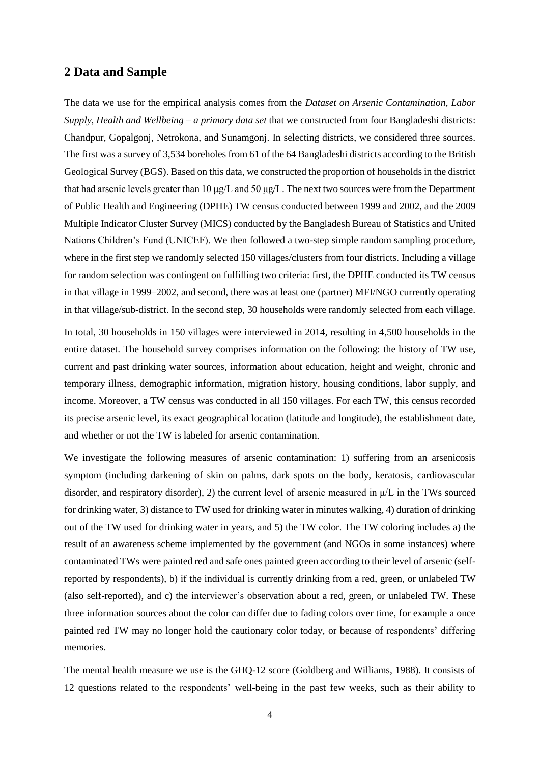## 2 Data and Sample

The data we use for the empirical analysis comes from the *Dataset on Arsenic Contamination, Labor Supply, Health and Wellbeing – a primary data set* that we constructed from four Bangladeshi districts: Chandpur, Gopalgonj, Netrokona, and Sunamgonj. In selecting districts, we considered three sources. The first was a survey of 3,534 boreholes from 61 of the 64 Bangladeshi districts according to the British Geological Survey (BGS). Based on this data, we constructed the proportion of households in the district that had arsenic levels greater than 10 μg/L and 50 μg/L. The next two sources were from the Department of Public Health and Engineering (DPHE) TW census conducted between 1999 and 2002, and the 2009 Multiple Indicator Cluster Survey (MICS) conducted by the Bangladesh Bureau of Statistics and United Nations Children's Fund (UNICEF). We then followed a two-step simple random sampling procedure, where in the first step we randomly selected 150 villages/clusters from four districts. Including a village for random selection was contingent on fulfilling two criteria: first, the DPHE conducted its TW census in that village in 1999–2002, and second, there was at least one (partner) MFI/NGO currently operating in that village/sub-district. In the second step, 30 households were randomly selected from each village.

In total, 30 households in 150 villages were interviewed in 2014, resulting in 4,500 households in the entire dataset. The household survey comprises information on the following: the history of TW use, current and past drinking water sources, information about education, height and weight, chronic and temporary illness, demographic information, migration history, housing conditions, labor supply, and income. Moreover, a TW census was conducted in all 150 villages. For each TW, this census recorded its precise arsenic level, its exact geographical location (latitude and longitude), the establishment date, and whether or not the TW is labeled for arsenic contamination.

We investigate the following measures of arsenic contamination: 1) suffering from an arsenicosis symptom (including darkening of skin on palms, dark spots on the body, keratosis, cardiovascular disorder, and respiratory disorder), 2) the current level of arsenic measured in μ/L in the TWs sourced for drinking water, 3) distance to TW used for drinking water in minutes walking, 4) duration of drinking out of the TW used for drinking water in years, and 5) the TW color. The TW coloring includes a) the result of an awareness scheme implemented by the government (and NGOs in some instances) where contaminated TWs were painted red and safe ones painted green according to their level of arsenic (self-reported by respondents), b) if the individual is currently drinking from a red, green, or unlabeled TW (also self-reported), and c) the interviewer's observation about a red, green, or unlabeled TW. These three information sources about the color can differ due to fading colors over time, for example a once painted red TW may no longer hold the cautionary color today, or because of respondents' differing memories.

The mental health measure we use is the GHQ-12 score (Goldberg and Williams, 1988). It consists of 12 questions related to the respondents' well-being in the past few weeks, such as their ability to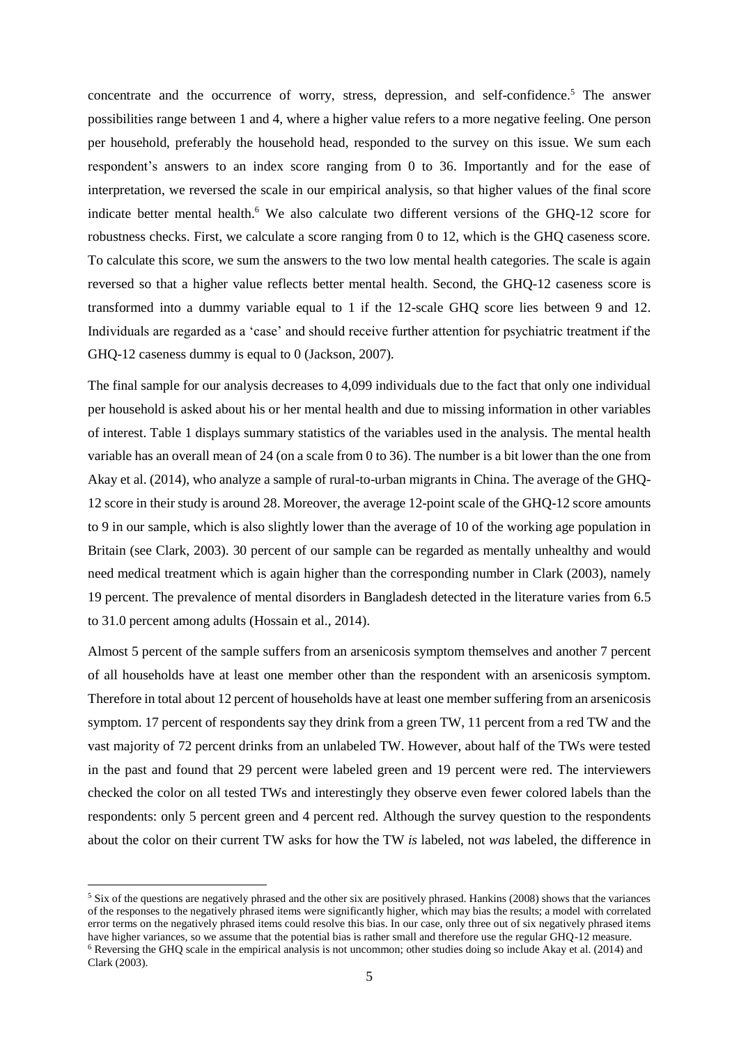concentrate and the occurrence of worry, stress, depression, and self-confidence.[5] The answer possibilities range between 1 and 4, where a higher value refers to a more negative feeling. One person per household, preferably the household head, responded to the survey on this issue. We sum each respondent's answers to an index score ranging from 0 to 36. Importantly and for the ease of interpretation, we reversed the scale in our empirical analysis, so that higher values of the final score indicate better mental health.[6] We also calculate two different versions of the GHQ-12 score for robustness checks. First, we calculate a score ranging from 0 to 12, which is the GHQ caseness score. To calculate this score, we sum the answers to the two low mental health categories. The scale is again reversed so that a higher value reflects better mental health. Second, the GHQ-12 caseness score is transformed into a dummy variable equal to 1 if the 12-scale GHQ score lies between 9 and 12. Individuals are regarded as a 'case' and should receive further attention for psychiatric treatment if the GHQ-12 caseness dummy is equal to 0 (Jackson, 2007).

The final sample for our analysis decreases to 4,099 individuals due to the fact that only one individual per household is asked about his or her mental health and due to missing information in other variables of interest. Table 1 displays summary statistics of the variables used in the analysis. The mental health variable has an overall mean of 24 (on a scale from 0 to 36). The number is a bit lower than the one from Akay et al. (2014), who analyze a sample of rural-to-urban migrants in China. The average of the GHQ-12 score in their study is around 28. Moreover, the average 12-point scale of the GHQ-12 score amounts to 9 in our sample, which is also slightly lower than the average of 10 of the working age population in Britain (see Clark, 2003). 30 percent of our sample can be regarded as mentally unhealthy and would need medical treatment which is again higher than the corresponding number in Clark (2003), namely 19 percent. The prevalence of mental disorders in Bangladesh detected in the literature varies from 6.5 to 31.0 percent among adults (Hossain et al., 2014).

Almost 5 percent of the sample suffers from an arsenicosis symptom themselves and another 7 percent of all households have at least one member other than the respondent with an arsenicosis symptom. Therefore in total about 12 percent of households have at least one member suffering from an arsenicosis symptom. 17 percent of respondents say they drink from a green TW, 11 percent from a red TW and the vast majority of 72 percent drinks from an unlabeled TW. However, about half of the TWs were tested in the past and found that 29 percent were labeled green and 19 percent were red. The interviewers checked the color on all tested TWs and interestingly they observe even fewer colored labels than the respondents: only 5 percent green and 4 percent red. Although the survey question to the respondents about the color on their current TW asks for how the TW *is* labeled, not *was* labeled, the difference in

[5] Six of the questions are negatively phrased and the other six are positively phrased. Hankins (2008) shows that the variances of the responses to the negatively phrased items were significantly higher, which may bias the results; a model with correlated error terms on the negatively phrased items could resolve this bias. In our case, only three out of six negatively phrased items have higher variances, so we assume that the potential bias is rather small and therefore use the regular GHQ-12 measure.

[6] Reversing the GHQ scale in the empirical analysis is not uncommon; other studies doing so include Akay et al. (2014) and Clark (2003).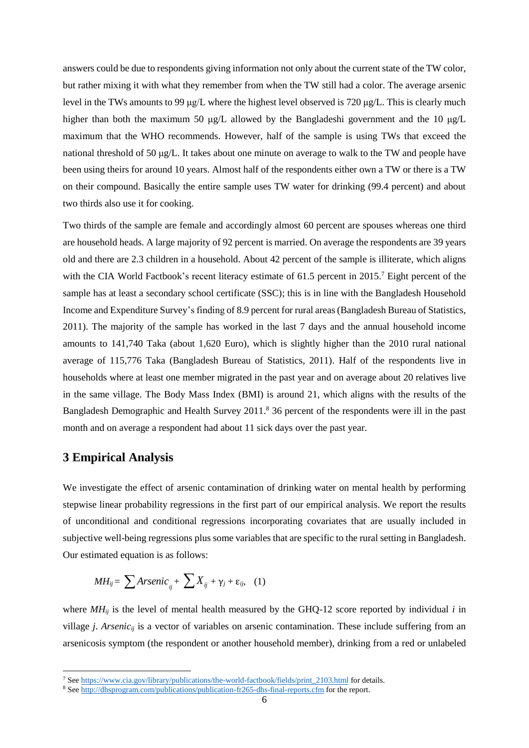answers could be due to respondents giving information not only about the current state of the TW color, but rather mixing it with what they remember from when the TW still had a color. The average arsenic level in the TWs amounts to 99 µg/L where the highest level observed is 720 µg/L. This is clearly much higher than both the maximum 50 µg/L allowed by the Bangladeshi government and the 10 µg/L maximum that the WHO recommends. However, half of the sample is using TWs that exceed the national threshold of 50 µg/L. It takes about one minute on average to walk to the TW and people have been using theirs for around 10 years. Almost half of the respondents either own a TW or there is a TW on their compound. Basically the entire sample uses TW water for drinking (99.4 percent) and about two thirds also use it for cooking.

Two thirds of the sample are female and accordingly almost 60 percent are spouses whereas one third are household heads. A large majority of 92 percent is married. On average the respondents are 39 years old and there are 2.3 children in a household. About 42 percent of the sample is illiterate, which aligns with the CIA World Factbook's recent literacy estimate of 61.5 percent in 2015.[7] Eight percent of the sample has at least a secondary school certificate (SSC); this is in line with the Bangladesh Household Income and Expenditure Survey's finding of 8.9 percent for rural areas (Bangladesh Bureau of Statistics, 2011). The majority of the sample has worked in the last 7 days and the annual household income amounts to 141,740 Taka (about 1,620 Euro), which is slightly higher than the 2010 rural national average of 115,776 Taka (Bangladesh Bureau of Statistics, 2011). Half of the respondents live in households where at least one member migrated in the past year and on average about 20 relatives live in the same village. The Body Mass Index (BMI) is around 21, which aligns with the results of the Bangladesh Demographic and Health Survey 2011.[8] 36 percent of the respondents were ill in the past month and on average a respondent had about 11 sick days over the past year.

## 3 Empirical Analysis

We investigate the effect of arsenic contamination of drinking water on mental health by performing stepwise linear probability regressions in the first part of our empirical analysis. We report the results of unconditional and conditional regressions incorporating covariates that are usually included in subjective well-being regressions plus some variables that are specific to the rural setting in Bangladesh. Our estimated equation is as follows:

$$MH_{ij} = \sum Arsenic_{ij} + \sum X_{ij} + \gamma_j + \varepsilon_{ij}, \quad (1)$$

where $MH_{ij}$ is the level of mental health measured by the GHQ-12 score reported by individual $i$ in village $j$. $Arsenic_{ij}$ is a vector of variables on arsenic contamination. These include suffering from an arsenicosis symptom (the respondent or another household member), drinking from a red or unlabeled

[7] See https://www.cia.gov/library/publications/the-world-factbook/fields/print_2103.html for details.

[8] See http://dhsprogram.com/publications/publication-fr265-dhs-final-reports.cfm for the report.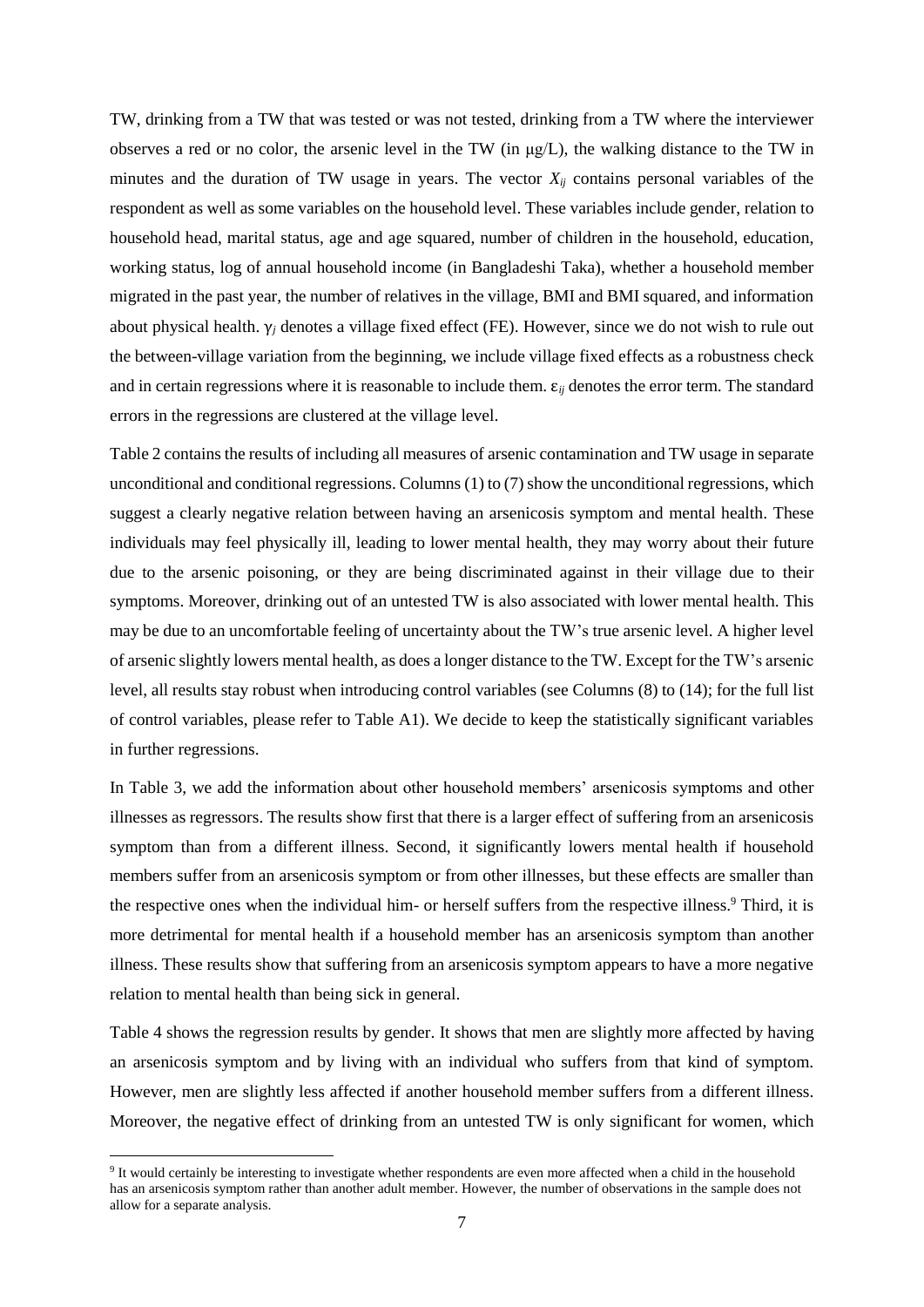TW, drinking from a TW that was tested or was not tested, drinking from a TW where the interviewer observes a red or no color, the arsenic level in the TW (in μg/L), the walking distance to the TW in minutes and the duration of TW usage in years. The vector $X_{ij}$ contains personal variables of the respondent as well as some variables on the household level. These variables include gender, relation to household head, marital status, age and age squared, number of children in the household, education, working status, log of annual household income (in Bangladeshi Taka), whether a household member migrated in the past year, the number of relatives in the village, BMI and BMI squared, and information about physical health. $\gamma_j$ denotes a village fixed effect (FE). However, since we do not wish to rule out the between-village variation from the beginning, we include village fixed effects as a robustness check and in certain regressions where it is reasonable to include them. $\varepsilon_{ij}$ denotes the error term. The standard errors in the regressions are clustered at the village level.

Table 2 contains the results of including all measures of arsenic contamination and TW usage in separate unconditional and conditional regressions. Columns (1) to (7) show the unconditional regressions, which suggest a clearly negative relation between having an arsenicosis symptom and mental health. These individuals may feel physically ill, leading to lower mental health, they may worry about their future due to the arsenic poisoning, or they are being discriminated against in their village due to their symptoms. Moreover, drinking out of an untested TW is also associated with lower mental health. This may be due to an uncomfortable feeling of uncertainty about the TW's true arsenic level. A higher level of arsenic slightly lowers mental health, as does a longer distance to the TW. Except for the TW's arsenic level, all results stay robust when introducing control variables (see Columns (8) to (14); for the full list of control variables, please refer to Table A1). We decide to keep the statistically significant variables in further regressions.

In Table 3, we add the information about other household members' arsenicosis symptoms and other illnesses as regressors. The results show first that there is a larger effect of suffering from an arsenicosis symptom than from a different illness. Second, it significantly lowers mental health if household members suffer from an arsenicosis symptom or from other illnesses, but these effects are smaller than the respective ones when the individual him- or herself suffers from the respective illness.[9] Third, it is more detrimental for mental health if a household member has an arsenicosis symptom than another illness. These results show that suffering from an arsenicosis symptom appears to have a more negative relation to mental health than being sick in general.

Table 4 shows the regression results by gender. It shows that men are slightly more affected by having an arsenicosis symptom and by living with an individual who suffers from that kind of symptom. However, men are slightly less affected if another household member suffers from a different illness. Moreover, the negative effect of drinking from an untested TW is only significant for women, which

[9] It would certainly be interesting to investigate whether respondents are even more affected when a child in the household has an arsenicosis symptom rather than another adult member. However, the number of observations in the sample does not allow for a separate analysis.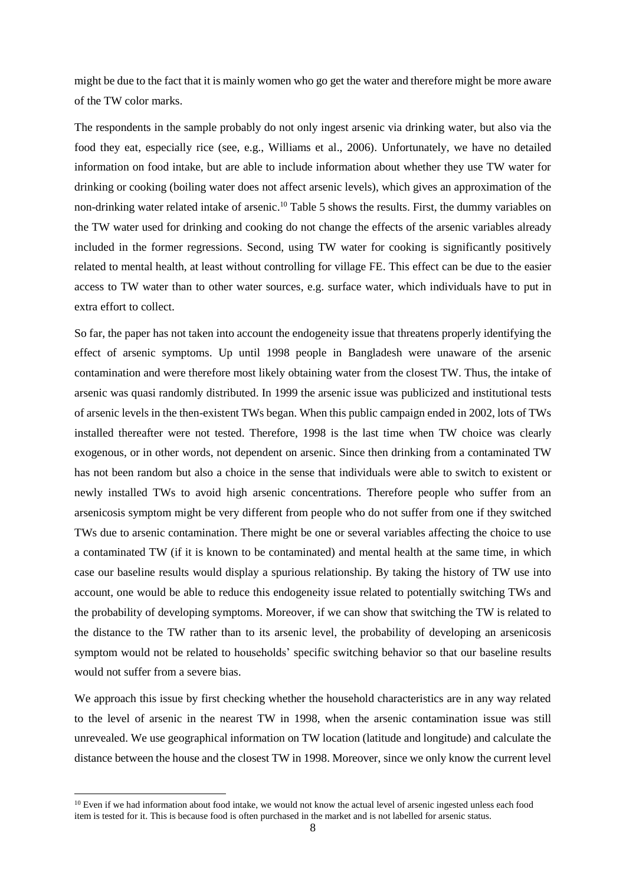might be due to the fact that it is mainly women who go get the water and therefore might be more aware of the TW color marks.

The respondents in the sample probably do not only ingest arsenic via drinking water, but also via the food they eat, especially rice (see, e.g., Williams et al., 2006). Unfortunately, we have no detailed information on food intake, but are able to include information about whether they use TW water for drinking or cooking (boiling water does not affect arsenic levels), which gives an approximation of the non-drinking water related intake of arsenic.[10] Table 5 shows the results. First, the dummy variables on the TW water used for drinking and cooking do not change the effects of the arsenic variables already included in the former regressions. Second, using TW water for cooking is significantly positively related to mental health, at least without controlling for village FE. This effect can be due to the easier access to TW water than to other water sources, e.g. surface water, which individuals have to put in extra effort to collect.

So far, the paper has not taken into account the endogeneity issue that threatens properly identifying the effect of arsenic symptoms. Up until 1998 people in Bangladesh were unaware of the arsenic contamination and were therefore most likely obtaining water from the closest TW. Thus, the intake of arsenic was quasi randomly distributed. In 1999 the arsenic issue was publicized and institutional tests of arsenic levels in the then-existent TWs began. When this public campaign ended in 2002, lots of TWs installed thereafter were not tested. Therefore, 1998 is the last time when TW choice was clearly exogenous, or in other words, not dependent on arsenic. Since then drinking from a contaminated TW has not been random but also a choice in the sense that individuals were able to switch to existent or newly installed TWs to avoid high arsenic concentrations. Therefore people who suffer from an arsenicosis symptom might be very different from people who do not suffer from one if they switched TWs due to arsenic contamination. There might be one or several variables affecting the choice to use a contaminated TW (if it is known to be contaminated) and mental health at the same time, in which case our baseline results would display a spurious relationship. By taking the history of TW use into account, one would be able to reduce this endogeneity issue related to potentially switching TWs and the probability of developing symptoms. Moreover, if we can show that switching the TW is related to the distance to the TW rather than to its arsenic level, the probability of developing an arsenicosis symptom would not be related to households' specific switching behavior so that our baseline results would not suffer from a severe bias.

We approach this issue by first checking whether the household characteristics are in any way related to the level of arsenic in the nearest TW in 1998, when the arsenic contamination issue was still unrevealed. We use geographical information on TW location (latitude and longitude) and calculate the distance between the house and the closest TW in 1998. Moreover, since we only know the current level

[10] Even if we had information about food intake, we would not know the actual level of arsenic ingested unless each food item is tested for it. This is because food is often purchased in the market and is not labelled for arsenic status.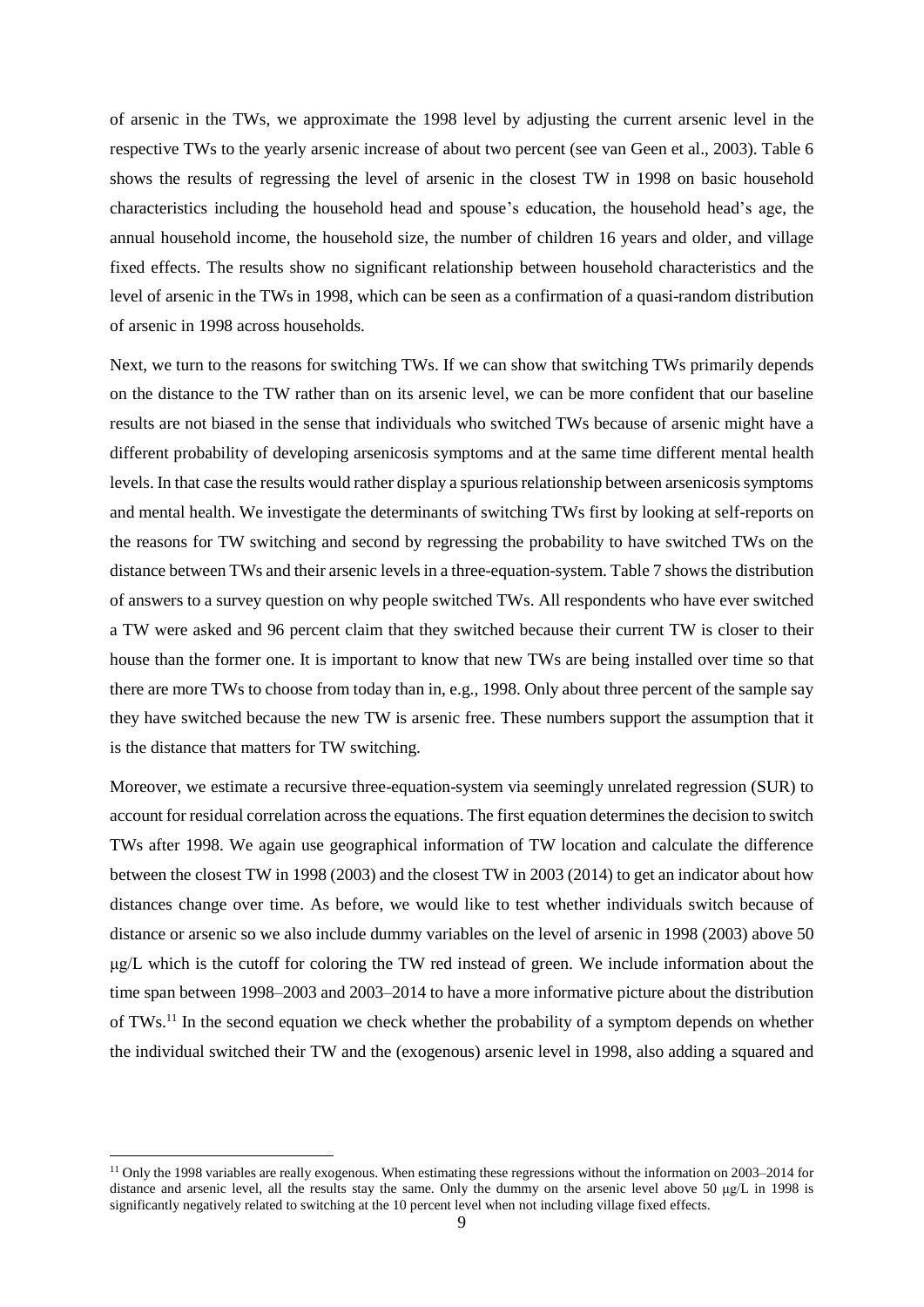of arsenic in the TWs, we approximate the 1998 level by adjusting the current arsenic level in the respective TWs to the yearly arsenic increase of about two percent (see van Geen et al., 2003). Table 6 shows the results of regressing the level of arsenic in the closest TW in 1998 on basic household characteristics including the household head and spouse's education, the household head's age, the annual household income, the household size, the number of children 16 years and older, and village fixed effects. The results show no significant relationship between household characteristics and the level of arsenic in the TWs in 1998, which can be seen as a confirmation of a quasi-random distribution of arsenic in 1998 across households.

Next, we turn to the reasons for switching TWs. If we can show that switching TWs primarily depends on the distance to the TW rather than on its arsenic level, we can be more confident that our baseline results are not biased in the sense that individuals who switched TWs because of arsenic might have a different probability of developing arsenicosis symptoms and at the same time different mental health levels. In that case the results would rather display a spurious relationship between arsenicosis symptoms and mental health. We investigate the determinants of switching TWs first by looking at self-reports on the reasons for TW switching and second by regressing the probability to have switched TWs on the distance between TWs and their arsenic levels in a three-equation-system. Table 7 shows the distribution of answers to a survey question on why people switched TWs. All respondents who have ever switched a TW were asked and 96 percent claim that they switched because their current TW is closer to their house than the former one. It is important to know that new TWs are being installed over time so that there are more TWs to choose from today than in, e.g., 1998. Only about three percent of the sample say they have switched because the new TW is arsenic free. These numbers support the assumption that it is the distance that matters for TW switching.

Moreover, we estimate a recursive three-equation-system via seemingly unrelated regression (SUR) to account for residual correlation across the equations. The first equation determines the decision to switch TWs after 1998. We again use geographical information of TW location and calculate the difference between the closest TW in 1998 (2003) and the closest TW in 2003 (2014) to get an indicator about how distances change over time. As before, we would like to test whether individuals switch because of distance or arsenic so we also include dummy variables on the level of arsenic in 1998 (2003) above 50 μg/L which is the cutoff for coloring the TW red instead of green. We include information about the time span between 1998–2003 and 2003–2014 to have a more informative picture about the distribution of TWs.[11] In the second equation we check whether the probability of a symptom depends on whether the individual switched their TW and the (exogenous) arsenic level in 1998, also adding a squared and

[11] Only the 1998 variables are really exogenous. When estimating these regressions without the information on 2003–2014 for distance and arsenic level, all the results stay the same. Only the dummy on the arsenic level above 50 μg/L in 1998 is significantly negatively related to switching at the 10 percent level when not including village fixed effects.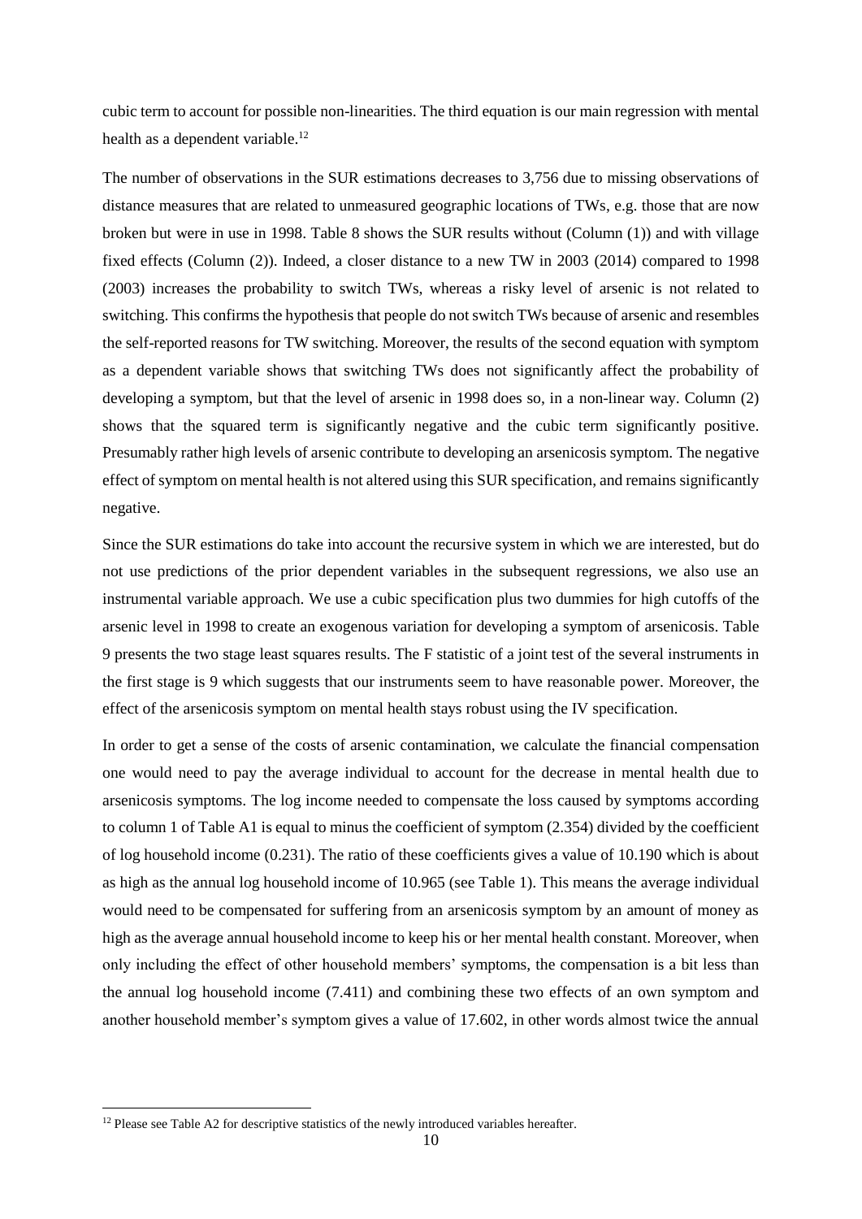cubic term to account for possible non-linearities. The third equation is our main regression with mental health as a dependent variable.[12]

The number of observations in the SUR estimations decreases to 3,756 due to missing observations of distance measures that are related to unmeasured geographic locations of TWs, e.g. those that are now broken but were in use in 1998. Table 8 shows the SUR results without (Column (1)) and with village fixed effects (Column (2)). Indeed, a closer distance to a new TW in 2003 (2014) compared to 1998 (2003) increases the probability to switch TWs, whereas a risky level of arsenic is not related to switching. This confirms the hypothesis that people do not switch TWs because of arsenic and resembles the self-reported reasons for TW switching. Moreover, the results of the second equation with symptom as a dependent variable shows that switching TWs does not significantly affect the probability of developing a symptom, but that the level of arsenic in 1998 does so, in a non-linear way. Column (2) shows that the squared term is significantly negative and the cubic term significantly positive. Presumably rather high levels of arsenic contribute to developing an arsenicosis symptom. The negative effect of symptom on mental health is not altered using this SUR specification, and remains significantly negative.

Since the SUR estimations do take into account the recursive system in which we are interested, but do not use predictions of the prior dependent variables in the subsequent regressions, we also use an instrumental variable approach. We use a cubic specification plus two dummies for high cutoffs of the arsenic level in 1998 to create an exogenous variation for developing a symptom of arsenicosis. Table 9 presents the two stage least squares results. The F statistic of a joint test of the several instruments in the first stage is 9 which suggests that our instruments seem to have reasonable power. Moreover, the effect of the arsenicosis symptom on mental health stays robust using the IV specification.

In order to get a sense of the costs of arsenic contamination, we calculate the financial compensation one would need to pay the average individual to account for the decrease in mental health due to arsenicosis symptoms. The log income needed to compensate the loss caused by symptoms according to column 1 of Table A1 is equal to minus the coefficient of symptom (2.354) divided by the coefficient of log household income (0.231). The ratio of these coefficients gives a value of 10.190 which is about as high as the annual log household income of 10.965 (see Table 1). This means the average individual would need to be compensated for suffering from an arsenicosis symptom by an amount of money as high as the average annual household income to keep his or her mental health constant. Moreover, when only including the effect of other household members' symptoms, the compensation is a bit less than the annual log household income (7.411) and combining these two effects of an own symptom and another household member's symptom gives a value of 17.602, in other words almost twice the annual

[12] Please see Table A2 for descriptive statistics of the newly introduced variables hereafter.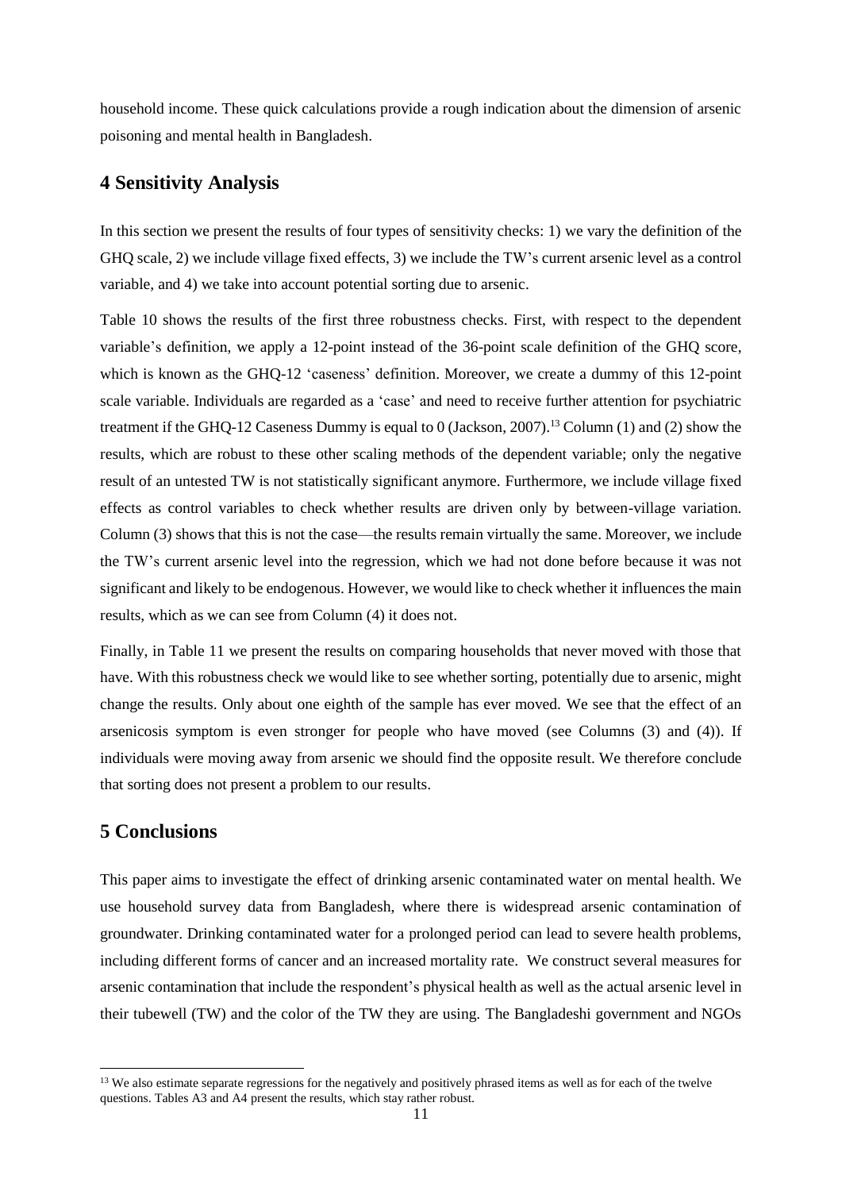household income. These quick calculations provide a rough indication about the dimension of arsenic poisoning and mental health in Bangladesh.

## 4 Sensitivity Analysis

In this section we present the results of four types of sensitivity checks: 1) we vary the definition of the GHQ scale, 2) we include village fixed effects, 3) we include the TW's current arsenic level as a control variable, and 4) we take into account potential sorting due to arsenic.

Table 10 shows the results of the first three robustness checks. First, with respect to the dependent variable's definition, we apply a 12-point instead of the 36-point scale definition of the GHQ score, which is known as the GHQ-12 'caseness' definition. Moreover, we create a dummy of this 12-point scale variable. Individuals are regarded as a 'case' and need to receive further attention for psychiatric treatment if the GHQ-12 Caseness Dummy is equal to 0 (Jackson, 2007).[13] Column (1) and (2) show the results, which are robust to these other scaling methods of the dependent variable; only the negative result of an untested TW is not statistically significant anymore. Furthermore, we include village fixed effects as control variables to check whether results are driven only by between-village variation. Column (3) shows that this is not the case—the results remain virtually the same. Moreover, we include the TW's current arsenic level into the regression, which we had not done before because it was not significant and likely to be endogenous. However, we would like to check whether it influences the main results, which as we can see from Column (4) it does not.

Finally, in Table 11 we present the results on comparing households that never moved with those that have. With this robustness check we would like to see whether sorting, potentially due to arsenic, might change the results. Only about one eighth of the sample has ever moved. We see that the effect of an arsenicosis symptom is even stronger for people who have moved (see Columns (3) and (4)). If individuals were moving away from arsenic we should find the opposite result. We therefore conclude that sorting does not present a problem to our results.

## 5 Conclusions

This paper aims to investigate the effect of drinking arsenic contaminated water on mental health. We use household survey data from Bangladesh, where there is widespread arsenic contamination of groundwater. Drinking contaminated water for a prolonged period can lead to severe health problems, including different forms of cancer and an increased mortality rate. We construct several measures for arsenic contamination that include the respondent's physical health as well as the actual arsenic level in their tubewell (TW) and the color of the TW they are using. The Bangladeshi government and NGOs

[13] We also estimate separate regressions for the negatively and positively phrased items as well as for each of the twelve questions. Tables A3 and A4 present the results, which stay rather robust.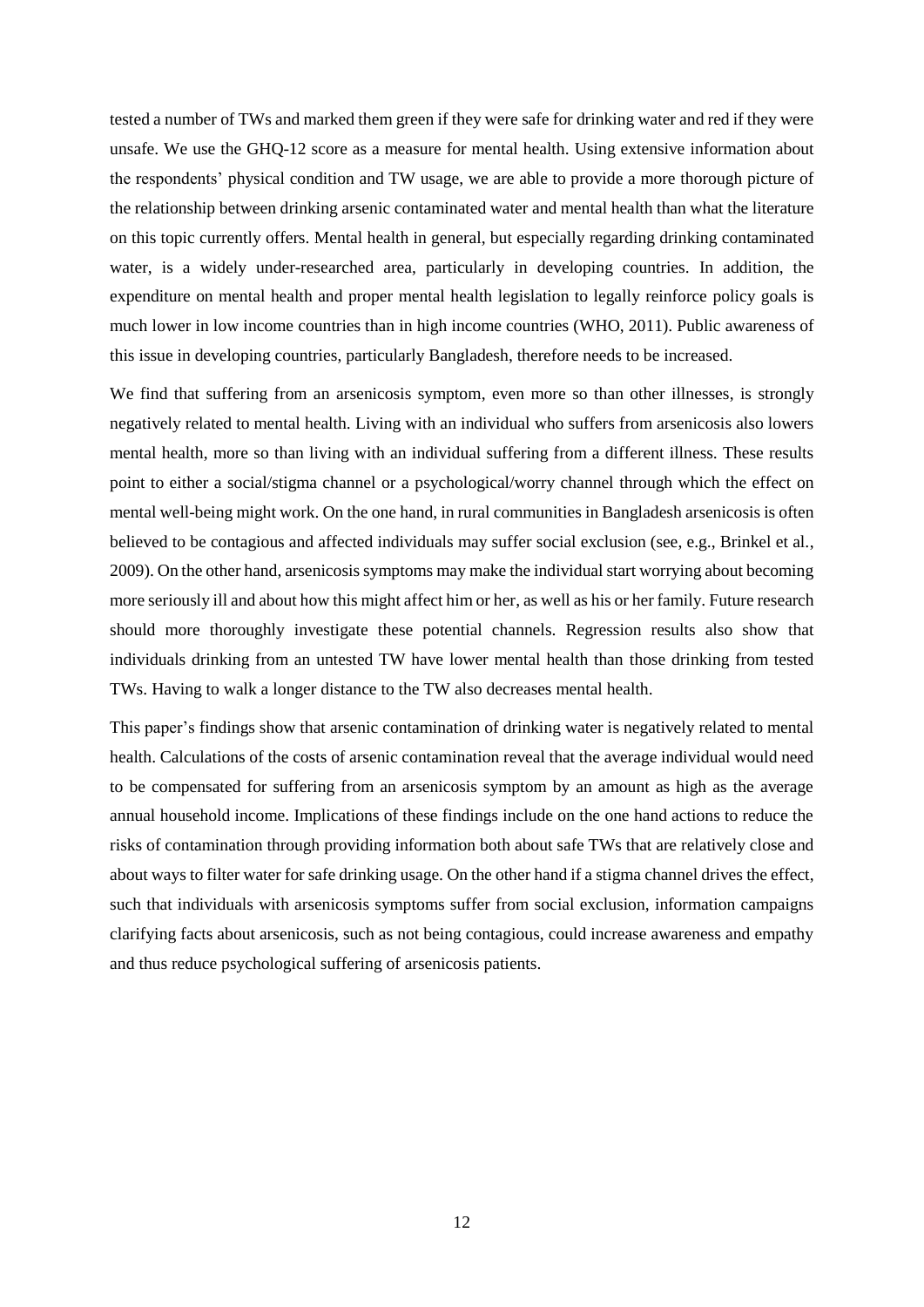tested a number of TWs and marked them green if they were safe for drinking water and red if they were unsafe. We use the GHQ-12 score as a measure for mental health. Using extensive information about the respondents' physical condition and TW usage, we are able to provide a more thorough picture of the relationship between drinking arsenic contaminated water and mental health than what the literature on this topic currently offers. Mental health in general, but especially regarding drinking contaminated water, is a widely under-researched area, particularly in developing countries. In addition, the expenditure on mental health and proper mental health legislation to legally reinforce policy goals is much lower in low income countries than in high income countries (WHO, 2011). Public awareness of this issue in developing countries, particularly Bangladesh, therefore needs to be increased.

We find that suffering from an arsenicosis symptom, even more so than other illnesses, is strongly negatively related to mental health. Living with an individual who suffers from arsenicosis also lowers mental health, more so than living with an individual suffering from a different illness. These results point to either a social/stigma channel or a psychological/worry channel through which the effect on mental well-being might work. On the one hand, in rural communities in Bangladesh arsenicosis is often believed to be contagious and affected individuals may suffer social exclusion (see, e.g., Brinkel et al., 2009). On the other hand, arsenicosis symptoms may make the individual start worrying about becoming more seriously ill and about how this might affect him or her, as well as his or her family. Future research should more thoroughly investigate these potential channels. Regression results also show that individuals drinking from an untested TW have lower mental health than those drinking from tested TWs. Having to walk a longer distance to the TW also decreases mental health.

This paper's findings show that arsenic contamination of drinking water is negatively related to mental health. Calculations of the costs of arsenic contamination reveal that the average individual would need to be compensated for suffering from an arsenicosis symptom by an amount as high as the average annual household income. Implications of these findings include on the one hand actions to reduce the risks of contamination through providing information both about safe TWs that are relatively close and about ways to filter water for safe drinking usage. On the other hand if a stigma channel drives the effect, such that individuals with arsenicosis symptoms suffer from social exclusion, information campaigns clarifying facts about arsenicosis, such as not being contagious, could increase awareness and empathy and thus reduce psychological suffering of arsenicosis patients.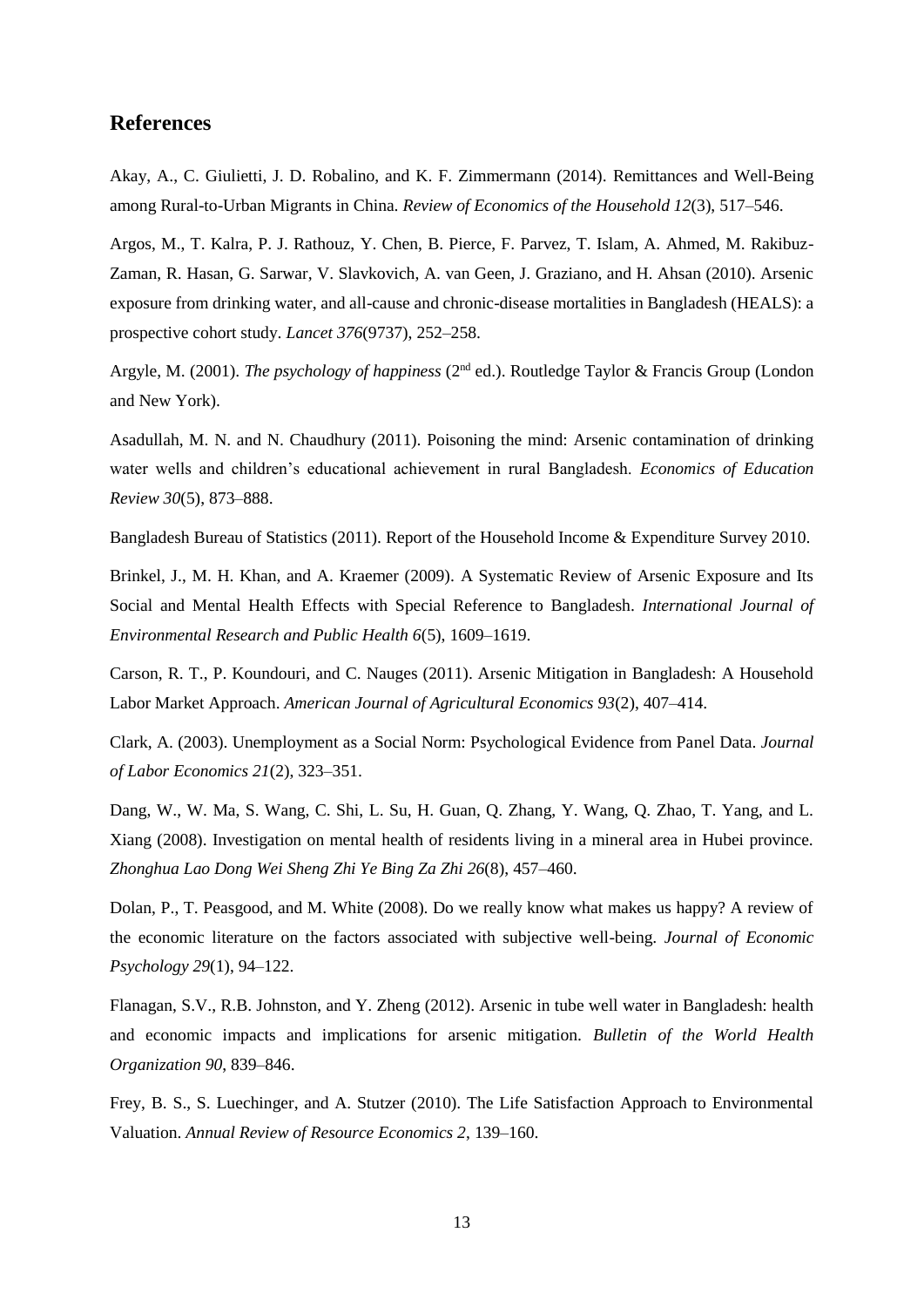## References

Akay, A., C. Giulietti, J. D. Robalino, and K. F. Zimmermann (2014). Remittances and Well-Being among Rural-to-Urban Migrants in China. *Review of Economics of the Household 12*(3), 517–546.

Argos, M., T. Kalra, P. J. Rathouz, Y. Chen, B. Pierce, F. Parvez, T. Islam, A. Ahmed, M. Rakibuz-Zaman, R. Hasan, G. Sarwar, V. Slavkovich, A. van Geen, J. Graziano, and H. Ahsan (2010). Arsenic exposure from drinking water, and all-cause and chronic-disease mortalities in Bangladesh (HEALS): a prospective cohort study. *Lancet 376*(9737), 252–258.

Argyle, M. (2001). *The psychology of happiness* (2nd ed.). Routledge Taylor & Francis Group (London and New York).

Asadullah, M. N. and N. Chaudhury (2011). Poisoning the mind: Arsenic contamination of drinking water wells and children's educational achievement in rural Bangladesh. *Economics of Education Review 30*(5), 873–888.

Bangladesh Bureau of Statistics (2011). Report of the Household Income & Expenditure Survey 2010.

Brinkel, J., M. H. Khan, and A. Kraemer (2009). A Systematic Review of Arsenic Exposure and Its Social and Mental Health Effects with Special Reference to Bangladesh. *International Journal of Environmental Research and Public Health 6*(5), 1609–1619.

Carson, R. T., P. Koundouri, and C. Nauges (2011). Arsenic Mitigation in Bangladesh: A Household Labor Market Approach. *American Journal of Agricultural Economics 93*(2), 407–414.

Clark, A. (2003). Unemployment as a Social Norm: Psychological Evidence from Panel Data. *Journal of Labor Economics 21*(2), 323–351.

Dang, W., W. Ma, S. Wang, C. Shi, L. Su, H. Guan, Q. Zhang, Y. Wang, Q. Zhao, T. Yang, and L. Xiang (2008). Investigation on mental health of residents living in a mineral area in Hubei province. *Zhonghua Lao Dong Wei Sheng Zhi Ye Bing Za Zhi 26*(8), 457–460.

Dolan, P., T. Peasgood, and M. White (2008). Do we really know what makes us happy? A review of the economic literature on the factors associated with subjective well-being. *Journal of Economic Psychology 29*(1), 94–122.

Flanagan, S.V., R.B. Johnston, and Y. Zheng (2012). Arsenic in tube well water in Bangladesh: health and economic impacts and implications for arsenic mitigation. *Bulletin of the World Health Organization 90*, 839–846.

Frey, B. S., S. Luechinger, and A. Stutzer (2010). The Life Satisfaction Approach to Environmental Valuation. *Annual Review of Resource Economics 2*, 139–160.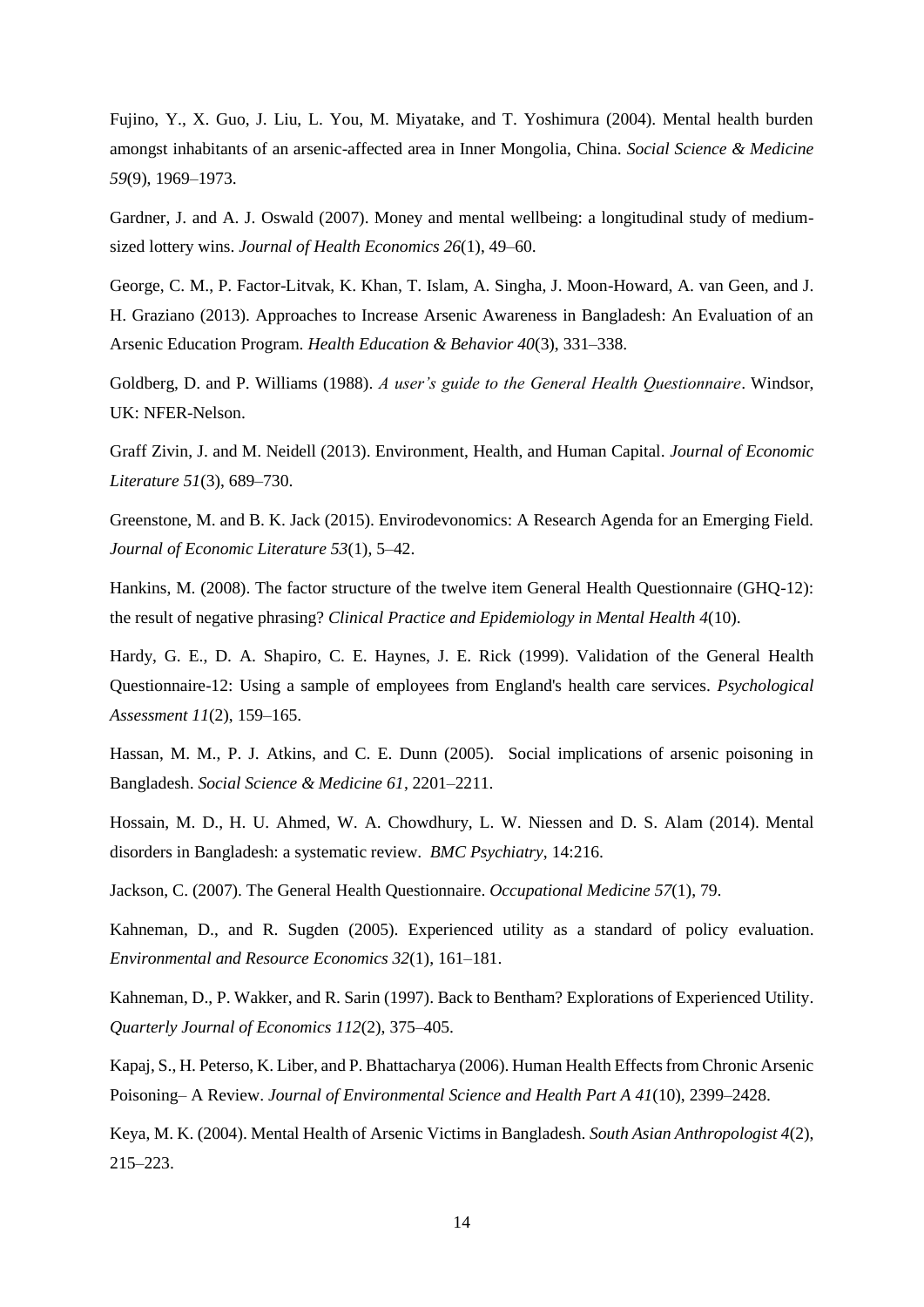Fujino, Y., X. Guo, J. Liu, L. You, M. Miyatake, and T. Yoshimura (2004). Mental health burden amongst inhabitants of an arsenic-affected area in Inner Mongolia, China. *Social Science & Medicine 59*(9), 1969–1973.

Gardner, J. and A. J. Oswald (2007). Money and mental wellbeing: a longitudinal study of medium-sized lottery wins. *Journal of Health Economics 26*(1), 49–60.

George, C. M., P. Factor-Litvak, K. Khan, T. Islam, A. Singha, J. Moon-Howard, A. van Geen, and J. H. Graziano (2013). Approaches to Increase Arsenic Awareness in Bangladesh: An Evaluation of an Arsenic Education Program. *Health Education & Behavior 40*(3), 331–338.

Goldberg, D. and P. Williams (1988). *A user's guide to the General Health Questionnaire*. Windsor, UK: NFER-Nelson.

Graff Zivin, J. and M. Neidell (2013). Environment, Health, and Human Capital. *Journal of Economic Literature 51*(3), 689–730.

Greenstone, M. and B. K. Jack (2015). Envirodevonomics: A Research Agenda for an Emerging Field. *Journal of Economic Literature 53*(1), 5–42.

Hankins, M. (2008). The factor structure of the twelve item General Health Questionnaire (GHQ-12): the result of negative phrasing? *Clinical Practice and Epidemiology in Mental Health 4*(10).

Hardy, G. E., D. A. Shapiro, C. E. Haynes, J. E. Rick (1999). Validation of the General Health Questionnaire-12: Using a sample of employees from England's health care services. *Psychological Assessment 11*(2), 159–165.

Hassan, M. M., P. J. Atkins, and C. E. Dunn (2005). Social implications of arsenic poisoning in Bangladesh. *Social Science & Medicine 61*, 2201–2211.

Hossain, M. D., H. U. Ahmed, W. A. Chowdhury, L. W. Niessen and D. S. Alam (2014). Mental disorders in Bangladesh: a systematic review. *BMC Psychiatry*, 14:216.

Jackson, C. (2007). The General Health Questionnaire. *Occupational Medicine 57*(1), 79.

Kahneman, D., and R. Sugden (2005). Experienced utility as a standard of policy evaluation. *Environmental and Resource Economics 32*(1), 161–181.

Kahneman, D., P. Wakker, and R. Sarin (1997). Back to Bentham? Explorations of Experienced Utility. *Quarterly Journal of Economics 112*(2), 375–405.

Kapaj, S., H. Peterso, K. Liber, and P. Bhattacharya (2006). Human Health Effects from Chronic Arsenic Poisoning– A Review. *Journal of Environmental Science and Health Part A 41*(10), 2399–2428.

Keya, M. K. (2004). Mental Health of Arsenic Victims in Bangladesh. *South Asian Anthropologist 4*(2), 215–223.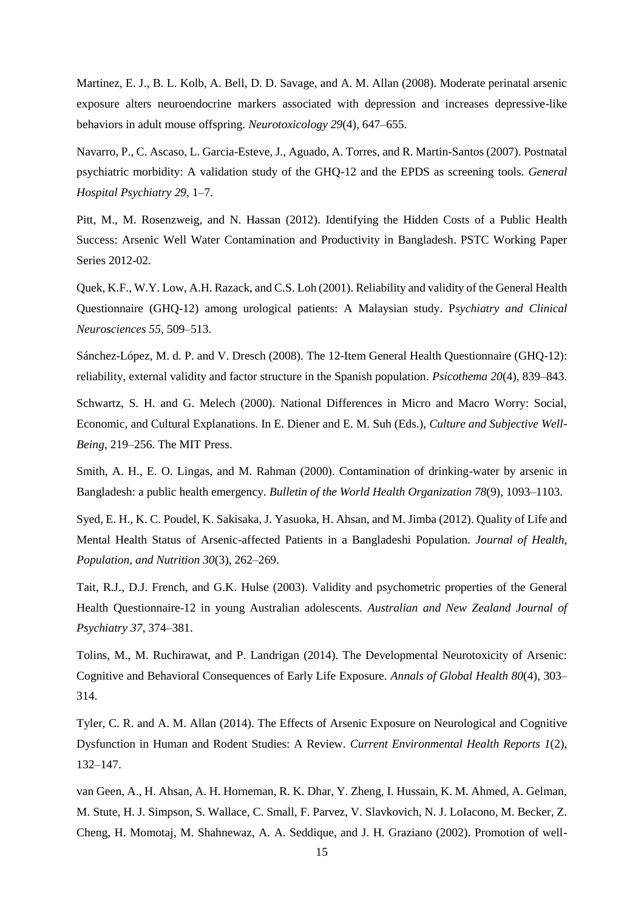Martinez, E. J., B. L. Kolb, A. Bell, D. D. Savage, and A. M. Allan (2008). Moderate perinatal arsenic exposure alters neuroendocrine markers associated with depression and increases depressive-like behaviors in adult mouse offspring. *Neurotoxicology 29*(4), 647–655.

Navarro, P., C. Ascaso, L. Garcia-Esteve, J., Aguado, A. Torres, and R. Martin-Santos (2007). Postnatal psychiatric morbidity: A validation study of the GHQ-12 and the EPDS as screening tools. *General Hospital Psychiatry 29*, 1–7.

Pitt, M., M. Rosenzweig, and N. Hassan (2012). Identifying the Hidden Costs of a Public Health Success: Arsenic Well Water Contamination and Productivity in Bangladesh. PSTC Working Paper Series 2012-02.

Quek, K.F., W.Y. Low, A.H. Razack, and C.S. Loh (2001). Reliability and validity of the General Health Questionnaire (GHQ-12) among urological patients: A Malaysian study. P*sychiatry and Clinical Neurosciences 55*, 509–513.

Sánchez-López, M. d. P. and V. Dresch (2008). The 12-Item General Health Questionnaire (GHQ-12): reliability, external validity and factor structure in the Spanish population. *Psicothema 20*(4), 839–843.

Schwartz, S. H. and G. Melech (2000). National Differences in Micro and Macro Worry: Social, Economic, and Cultural Explanations. In E. Diener and E. M. Suh (Eds.), *Culture and Subjective Well-Being*, 219–256. The MIT Press.

Smith, A. H., E. O. Lingas, and M. Rahman (2000). Contamination of drinking-water by arsenic in Bangladesh: a public health emergency. *Bulletin of the World Health Organization 78*(9), 1093–1103.

Syed, E. H., K. C. Poudel, K. Sakisaka, J. Yasuoka, H. Ahsan, and M. Jimba (2012). Quality of Life and Mental Health Status of Arsenic-affected Patients in a Bangladeshi Population. *Journal of Health, Population, and Nutrition 30*(3), 262–269.

Tait, R.J., D.J. French, and G.K. Hulse (2003). Validity and psychometric properties of the General Health Questionnaire-12 in young Australian adolescents. *Australian and New Zealand Journal of Psychiatry 37*, 374–381.

Tolins, M., M. Ruchirawat, and P. Landrigan (2014). The Developmental Neurotoxicity of Arsenic: Cognitive and Behavioral Consequences of Early Life Exposure. *Annals of Global Health 80*(4), 303–314.

Tyler, C. R. and A. M. Allan (2014). The Effects of Arsenic Exposure on Neurological and Cognitive Dysfunction in Human and Rodent Studies: A Review. *Current Environmental Health Reports 1*(2), 132–147.

van Geen, A., H. Ahsan, A. H. Horneman, R. K. Dhar, Y. Zheng, I. Hussain, K. M. Ahmed, A. Gelman, M. Stute, H. J. Simpson, S. Wallace, C. Small, F. Parvez, V. Slavkovich, N. J. LoIacono, M. Becker, Z. Cheng, H. Momotaj, M. Shahnewaz, A. A. Seddique, and J. H. Graziano (2002). Promotion of well-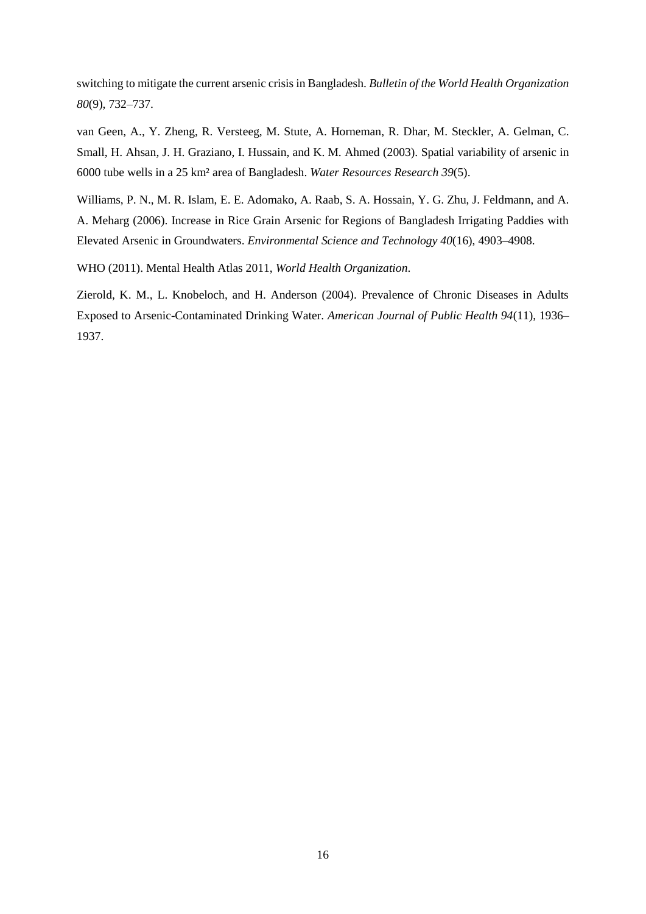switching to mitigate the current arsenic crisis in Bangladesh. *Bulletin of the World Health Organization 80*(9), 732–737.

van Geen, A., Y. Zheng, R. Versteeg, M. Stute, A. Horneman, R. Dhar, M. Steckler, A. Gelman, C. Small, H. Ahsan, J. H. Graziano, I. Hussain, and K. M. Ahmed (2003). Spatial variability of arsenic in 6000 tube wells in a 25 km² area of Bangladesh. *Water Resources Research 39*(5).

Williams, P. N., M. R. Islam, E. E. Adomako, A. Raab, S. A. Hossain, Y. G. Zhu, J. Feldmann, and A. A. Meharg (2006). Increase in Rice Grain Arsenic for Regions of Bangladesh Irrigating Paddies with Elevated Arsenic in Groundwaters. *Environmental Science and Technology 40*(16), 4903–4908.

WHO (2011). Mental Health Atlas 2011, *World Health Organization*.

Zierold, K. M., L. Knobeloch, and H. Anderson (2004). Prevalence of Chronic Diseases in Adults Exposed to Arsenic-Contaminated Drinking Water. *American Journal of Public Health 94*(11), 1936–1937.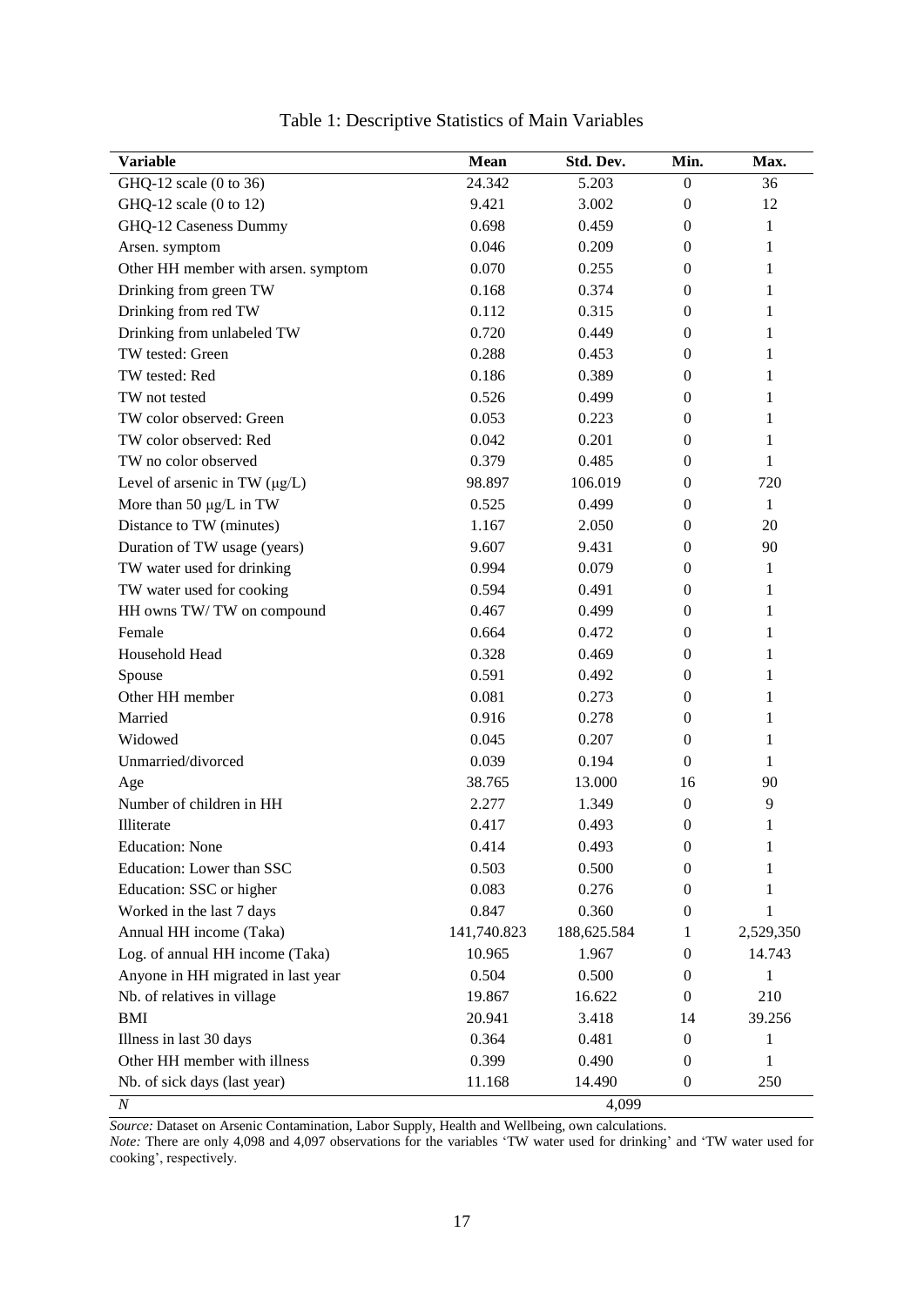# Table 1: Descriptive Statistics of Main Variables

| Variable | Mean | Std. Dev. | Min. | Max. |
|---|---|---|---|---|
| GHQ-12 scale (0 to 36) | 24.342 | 5.203 | 0 | 36 |
| GHQ-12 scale (0 to 12) | 9.421 | 3.002 | 0 | 12 |
| GHQ-12 Caseness Dummy | 0.698 | 0.459 | 0 | 1 |
| Arsen. symptom | 0.046 | 0.209 | 0 | 1 |
| Other HH member with arsen. symptom | 0.070 | 0.255 | 0 | 1 |
| Drinking from green TW | 0.168 | 0.374 | 0 | 1 |
| Drinking from red TW | 0.112 | 0.315 | 0 | 1 |
| Drinking from unlabeled TW | 0.720 | 0.449 | 0 | 1 |
| TW tested: Green | 0.288 | 0.453 | 0 | 1 |
| TW tested: Red | 0.186 | 0.389 | 0 | 1 |
| TW not tested | 0.526 | 0.499 | 0 | 1 |
| TW color observed: Green | 0.053 | 0.223 | 0 | 1 |
| TW color observed: Red | 0.042 | 0.201 | 0 | 1 |
| TW no color observed | 0.379 | 0.485 | 0 | 1 |
| Level of arsenic in TW (μg/L) | 98.897 | 106.019 | 0 | 720 |
| More than 50 μg/L in TW | 0.525 | 0.499 | 0 | 1 |
| Distance to TW (minutes) | 1.167 | 2.050 | 0 | 20 |
| Duration of TW usage (years) | 9.607 | 9.431 | 0 | 90 |
| TW water used for drinking | 0.994 | 0.079 | 0 | 1 |
| TW water used for cooking | 0.594 | 0.491 | 0 | 1 |
| HH owns TW/ TW on compound | 0.467 | 0.499 | 0 | 1 |
| Female | 0.664 | 0.472 | 0 | 1 |
| Household Head | 0.328 | 0.469 | 0 | 1 |
| Spouse | 0.591 | 0.492 | 0 | 1 |
| Other HH member | 0.081 | 0.273 | 0 | 1 |
| Married | 0.916 | 0.278 | 0 | 1 |
| Widowed | 0.045 | 0.207 | 0 | 1 |
| Unmarried/divorced | 0.039 | 0.194 | 0 | 1 |
| Age | 38.765 | 13.000 | 16 | 90 |
| Number of children in HH | 2.277 | 1.349 | 0 | 9 |
| Illiterate | 0.417 | 0.493 | 0 | 1 |
| Education: None | 0.414 | 0.493 | 0 | 1 |
| Education: Lower than SSC | 0.503 | 0.500 | 0 | 1 |
| Education: SSC or higher | 0.083 | 0.276 | 0 | 1 |
| Worked in the last 7 days | 0.847 | 0.360 | 0 | 1 |
| Annual HH income (Taka) | 141,740.823 | 188,625.584 | 1 | 2,529,350 |
| Log. of annual HH income (Taka) | 10.965 | 1.967 | 0 | 14.743 |
| Anyone in HH migrated in last year | 0.504 | 0.500 | 0 | 1 |
| Nb. of relatives in village | 19.867 | 16.622 | 0 | 210 |
| BMI | 20.941 | 3.418 | 14 | 39.256 |
| Illness in last 30 days | 0.364 | 0.481 | 0 | 1 |
| Other HH member with illness | 0.399 | 0.490 | 0 | 1 |
| Nb. of sick days (last year) | 11.168 | 14.490 | 0 | 250 |
| *N* | | 4,099 | | |

*Source:* Dataset on Arsenic Contamination, Labor Supply, Health and Wellbeing, own calculations.
*Note:* There are only 4,098 and 4,097 observations for the variables 'TW water used for drinking' and 'TW water used for cooking', respectively.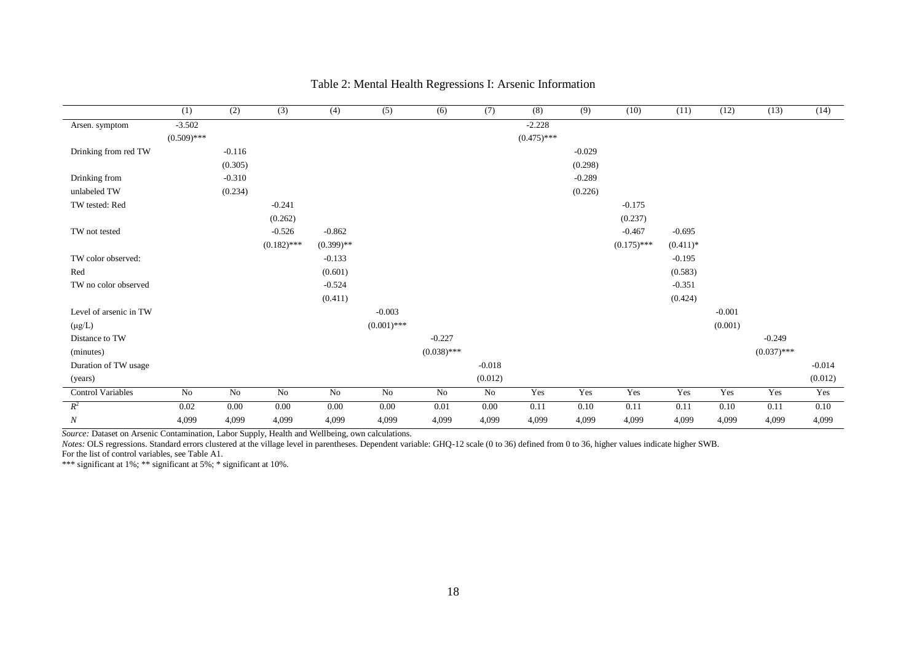Table 2: Mental Health Regressions I: Arsenic Information

| | (1) | (2) | (3) | (4) | (5) | (6) | (7) | (8) | (9) | (10) | (11) | (12) | (13) | (14) |
|---|---|---|---|---|---|---|---|---|---|---|---|---|---|---|
| Arsen. symptom | -3.502 | | | | | | | -2.228 | | | | | | |
| | (0.509)*** | | | | | | | (0.475)*** | | | | | | |
| Drinking from red TW | | -0.116 | | | | | | | -0.029 | | | | | |
| | | (0.305) | | | | | | | (0.298) | | | | | |
| Drinking from unlabeled TW | | -0.310 | | | | | | | -0.289 | | | | | |
| | | (0.234) | | | | | | | (0.226) | | | | | |
| TW tested: Red | | | -0.241 | | | | | | | -0.175 | | | | |
| | | | (0.262) | | | | | | | (0.237) | | | | |
| TW not tested | | | -0.526 | -0.862 | | | | | | -0.467 | -0.695 | | | |
| | | | (0.182)*** | (0.399)** | | | | | | (0.175)*** | (0.411)* | | | |
| TW color observed: Red | | | | -0.133 | | | | | | | -0.195 | | | |
| | | | | (0.601) | | | | | | | (0.583) | | | |
| TW no color observed | | | | -0.524 | | | | | | | -0.351 | | | |
| | | | | (0.411) | | | | | | | (0.424) | | | |
| Level of arsenic in TW (μg/L) | | | | | -0.003 | | | | | | | -0.001 | | |
| | | | | | (0.001)*** | | | | | | | (0.001) | | |
| Distance to TW (minutes) | | | | | | -0.227 | | | | | | | -0.249 | |
| | | | | | | (0.038)*** | | | | | | | (0.037)*** | |
| Duration of TW usage (years) | | | | | | | -0.018 | | | | | | | -0.014 |
| | | | | | | | (0.012) | | | | | | | (0.012) |
| Control Variables | No | No | No | No | No | No | No | Yes | Yes | Yes | Yes | Yes | Yes | Yes |
| $R^2$ | 0.02 | 0.00 | 0.00 | 0.00 | 0.00 | 0.01 | 0.00 | 0.11 | 0.10 | 0.11 | 0.11 | 0.10 | 0.11 | 0.10 |
| $N$ | 4,099 | 4,099 | 4,099 | 4,099 | 4,099 | 4,099 | 4,099 | 4,099 | 4,099 | 4,099 | 4,099 | 4,099 | 4,099 | 4,099 |

*Source:* Dataset on Arsenic Contamination, Labor Supply, Health and Wellbeing, own calculations.

*Notes:* OLS regressions. Standard errors clustered at the village level in parentheses. Dependent variable: GHQ-12 scale (0 to 36) defined from 0 to 36, higher values indicate higher SWB.
For the list of control variables, see Table A1.

*** significant at 1%; ** significant at 5%; * significant at 10%.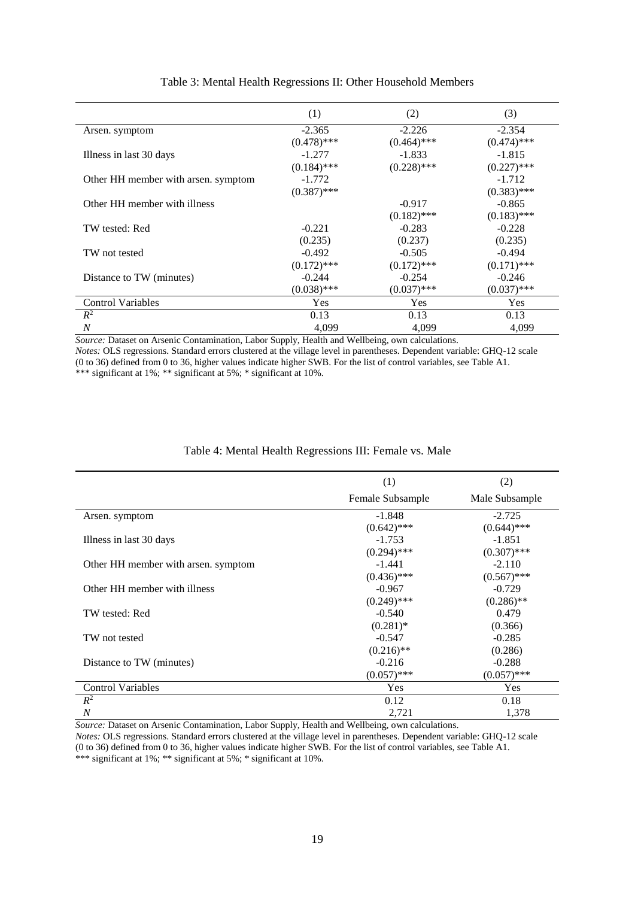Table 3: Mental Health Regressions II: Other Household Members

| | (1) | (2) | (3) |
|---|---|---|---|
| Arsen. symptom | -2.365 | -2.226 | -2.354 |
| | (0.478)*** | (0.464)*** | (0.474)*** |
| Illness in last 30 days | -1.277 | -1.833 | -1.815 |
| | (0.184)*** | (0.228)*** | (0.227)*** |
| Other HH member with arsen. symptom | -1.772 | | -1.712 |
| | (0.387)*** | | (0.383)*** |
| Other HH member with illness | | -0.917 | -0.865 |
| | | (0.182)*** | (0.183)*** |
| TW tested: Red | -0.221 | -0.283 | -0.228 |
| | (0.235) | (0.237) | (0.235) |
| TW not tested | -0.492 | -0.505 | -0.494 |
| | (0.172)*** | (0.172)*** | (0.171)*** |
| Distance to TW (minutes) | -0.244 | -0.254 | -0.246 |
| | (0.038)*** | (0.037)*** | (0.037)*** |
| Control Variables | Yes | Yes | Yes |
| $R^2$ | 0.13 | 0.13 | 0.13 |
| $N$ | 4,099 | 4,099 | 4,099 |

*Source:* Dataset on Arsenic Contamination, Labor Supply, Health and Wellbeing, own calculations.
*Notes:* OLS regressions. Standard errors clustered at the village level in parentheses. Dependent variable: GHQ-12 scale (0 to 36) defined from 0 to 36, higher values indicate higher SWB. For the list of control variables, see Table A1.
*** significant at 1%; ** significant at 5%; * significant at 10%.

Table 4: Mental Health Regressions III: Female vs. Male

| | (1) | (2) |
|---|---|---|
| | Female Subsample | Male Subsample |
| Arsen. symptom | -1.848 | -2.725 |
| | (0.642)*** | (0.644)*** |
| Illness in last 30 days | -1.753 | -1.851 |
| | (0.294)*** | (0.307)*** |
| Other HH member with arsen. symptom | -1.441 | -2.110 |
| | (0.436)*** | (0.567)*** |
| Other HH member with illness | -0.967 | -0.729 |
| | (0.249)*** | (0.286)** |
| TW tested: Red | -0.540 | 0.479 |
| | (0.281)* | (0.366) |
| TW not tested | -0.547 | -0.285 |
| | (0.216)** | (0.286) |
| Distance to TW (minutes) | -0.216 | -0.288 |
| | (0.057)*** | (0.057)*** |
| Control Variables | Yes | Yes |
| $R^2$ | 0.12 | 0.18 |
| $N$ | 2,721 | 1,378 |

*Source:* Dataset on Arsenic Contamination, Labor Supply, Health and Wellbeing, own calculations.
*Notes:* OLS regressions. Standard errors clustered at the village level in parentheses. Dependent variable: GHQ-12 scale (0 to 36) defined from 0 to 36, higher values indicate higher SWB. For the list of control variables, see Table A1.
*** significant at 1%; ** significant at 5%; * significant at 10%.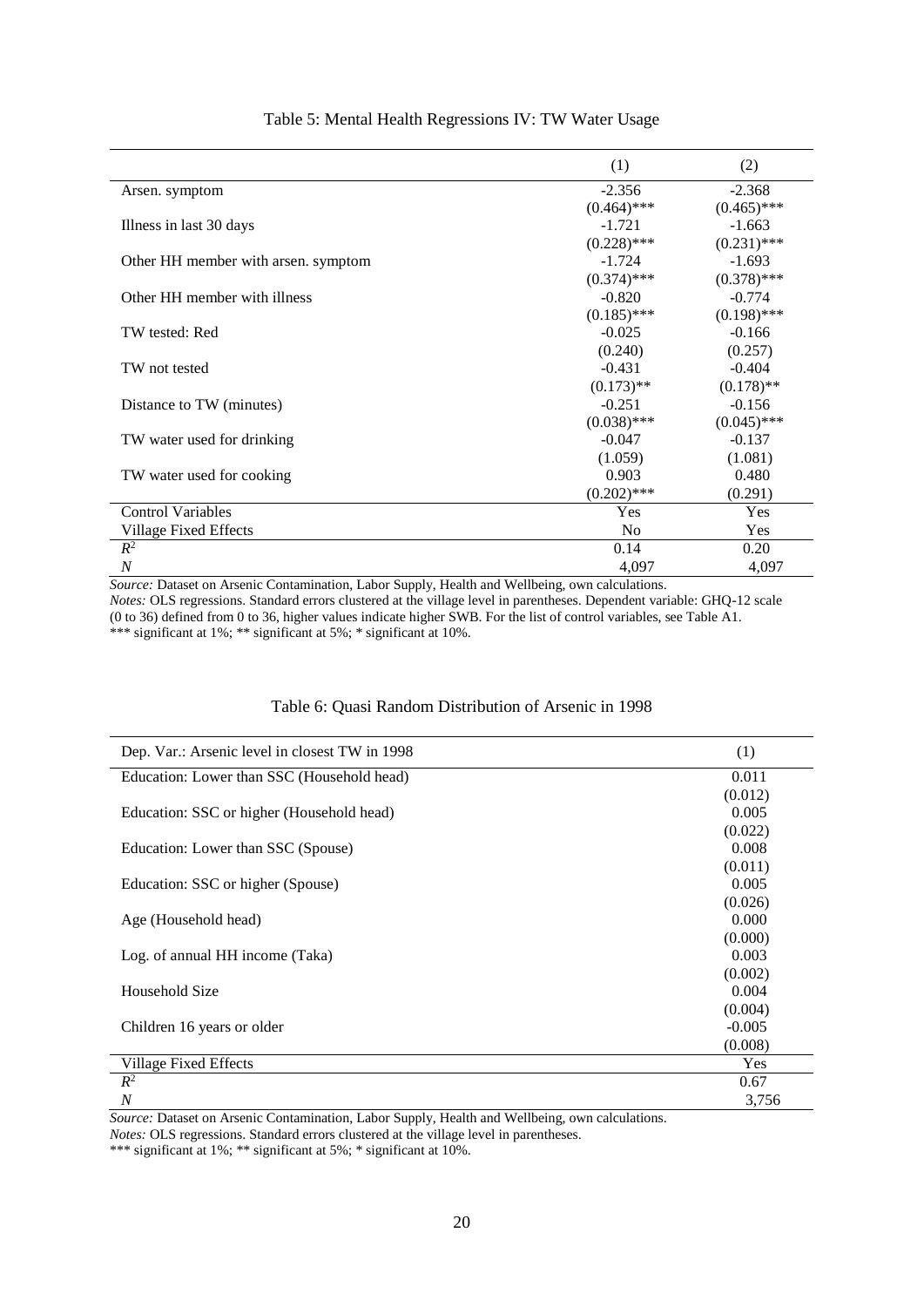Table 5: Mental Health Regressions IV: TW Water Usage

| | (1) | (2) |
|---|---|---|
| Arsen. symptom | -2.356 | -2.368 |
| | (0.464)*** | (0.465)*** |
| Illness in last 30 days | -1.721 | -1.663 |
| | (0.228)*** | (0.231)*** |
| Other HH member with arsen. symptom | -1.724 | -1.693 |
| | (0.374)*** | (0.378)*** |
| Other HH member with illness | -0.820 | -0.774 |
| | (0.185)*** | (0.198)*** |
| TW tested: Red | -0.025 | -0.166 |
| | (0.240) | (0.257) |
| TW not tested | -0.431 | -0.404 |
| | (0.173)** | (0.178)** |
| Distance to TW (minutes) | -0.251 | -0.156 |
| | (0.038)*** | (0.045)*** |
| TW water used for drinking | -0.047 | -0.137 |
| | (1.059) | (1.081) |
| TW water used for cooking | 0.903 | 0.480 |
| | (0.202)*** | (0.291) |
| Control Variables | Yes | Yes |
| Village Fixed Effects | No | Yes |
| $R^2$ | 0.14 | 0.20 |
| $N$ | 4,097 | 4,097 |

*Source:* Dataset on Arsenic Contamination, Labor Supply, Health and Wellbeing, own calculations.
*Notes:* OLS regressions. Standard errors clustered at the village level in parentheses. Dependent variable: GHQ-12 scale (0 to 36) defined from 0 to 36, higher values indicate higher SWB. For the list of control variables, see Table A1.
*** significant at 1%; ** significant at 5%; * significant at 10%.

Table 6: Quasi Random Distribution of Arsenic in 1998

| Dep. Var.: Arsenic level in closest TW in 1998 | (1) |
|---|---|
| Education: Lower than SSC (Household head) | 0.011 |
| | (0.012) |
| Education: SSC or higher (Household head) | 0.005 |
| | (0.022) |
| Education: Lower than SSC (Spouse) | 0.008 |
| | (0.011) |
| Education: SSC or higher (Spouse) | 0.005 |
| | (0.026) |
| Age (Household head) | 0.000 |
| | (0.000) |
| Log. of annual HH income (Taka) | 0.003 |
| | (0.002) |
| Household Size | 0.004 |
| | (0.004) |
| Children 16 years or older | -0.005 |
| | (0.008) |
| Village Fixed Effects | Yes |
| $R^2$ | 0.67 |
| $N$ | 3,756 |

*Source:* Dataset on Arsenic Contamination, Labor Supply, Health and Wellbeing, own calculations.
*Notes:* OLS regressions. Standard errors clustered at the village level in parentheses.
*** significant at 1%; ** significant at 5%; * significant at 10%.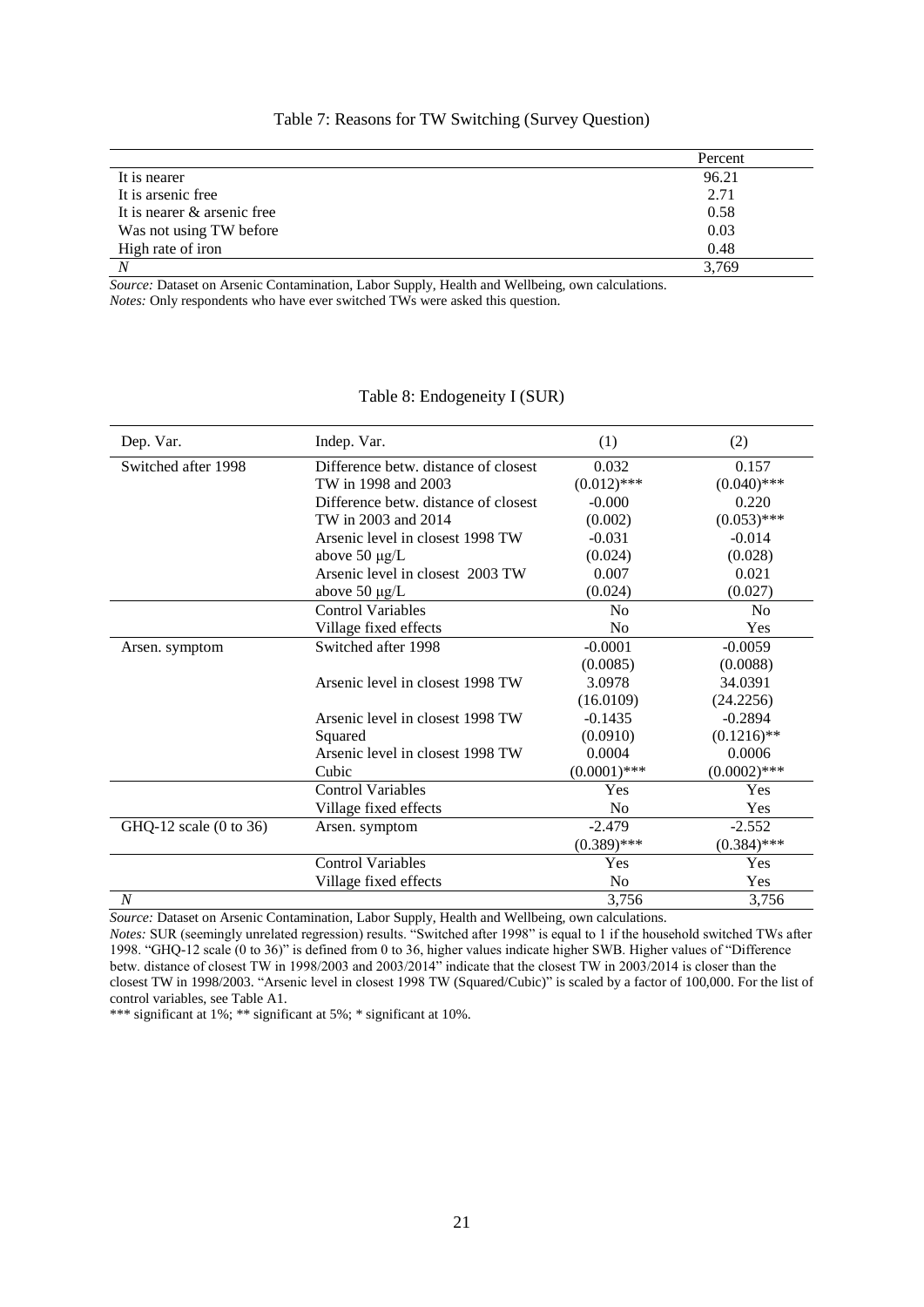Table 7: Reasons for TW Switching (Survey Question)

| | Percent |
|---|---|
| It is nearer | 96.21 |
| It is arsenic free | 2.71 |
| It is nearer & arsenic free | 0.58 |
| Was not using TW before | 0.03 |
| High rate of iron | 0.48 |
| *N* | 3,769 |

*Source:* Dataset on Arsenic Contamination, Labor Supply, Health and Wellbeing, own calculations.
*Notes:* Only respondents who have ever switched TWs were asked this question.

Table 8: Endogeneity I (SUR)

| Dep. Var. | Indep. Var. | (1) | (2) |
|---|---|---|---|
| Switched after 1998 | Difference betw. distance of closest | 0.032 | 0.157 |
| | TW in 1998 and 2003 | (0.012)*** | (0.040)*** |
| | Difference betw. distance of closest | -0.000 | 0.220 |
| | TW in 2003 and 2014 | (0.002) | (0.053)*** |
| | Arsenic level in closest 1998 TW | -0.031 | -0.014 |
| | above 50 µg/L | (0.024) | (0.028) |
| | Arsenic level in closest 2003 TW | 0.007 | 0.021 |
| | above 50 µg/L | (0.024) | (0.027) |
| | Control Variables | No | No |
| | Village fixed effects | No | Yes |
| Arsen. symptom | Switched after 1998 | -0.0001 | -0.0059 |
| | | (0.0085) | (0.0088) |
| | Arsenic level in closest 1998 TW | 3.0978 | 34.0391 |
| | | (16.0109) | (24.2256) |
| | Arsenic level in closest 1998 TW | -0.1435 | -0.2894 |
| | Squared | (0.0910) | (0.1216)** |
| | Arsenic level in closest 1998 TW | 0.0004 | 0.0006 |
| | Cubic | (0.0001)*** | (0.0002)*** |
| | Control Variables | Yes | Yes |
| | Village fixed effects | No | Yes |
| GHQ-12 scale (0 to 36) | Arsen. symptom | -2.479 | -2.552 |
| | | (0.389)*** | (0.384)*** |
| | Control Variables | Yes | Yes |
| | Village fixed effects | No | Yes |
| *N* | | 3,756 | 3,756 |

*Source:* Dataset on Arsenic Contamination, Labor Supply, Health and Wellbeing, own calculations.
*Notes:* SUR (seemingly unrelated regression) results. "Switched after 1998" is equal to 1 if the household switched TWs after 1998. "GHQ-12 scale (0 to 36)" is defined from 0 to 36, higher values indicate higher SWB. Higher values of "Difference betw. distance of closest TW in 1998/2003 and 2003/2014" indicate that the closest TW in 2003/2014 is closer than the closest TW in 1998/2003. "Arsenic level in closest 1998 TW (Squared/Cubic)" is scaled by a factor of 100,000. For the list of control variables, see Table A1.
*** significant at 1%; ** significant at 5%; * significant at 10%.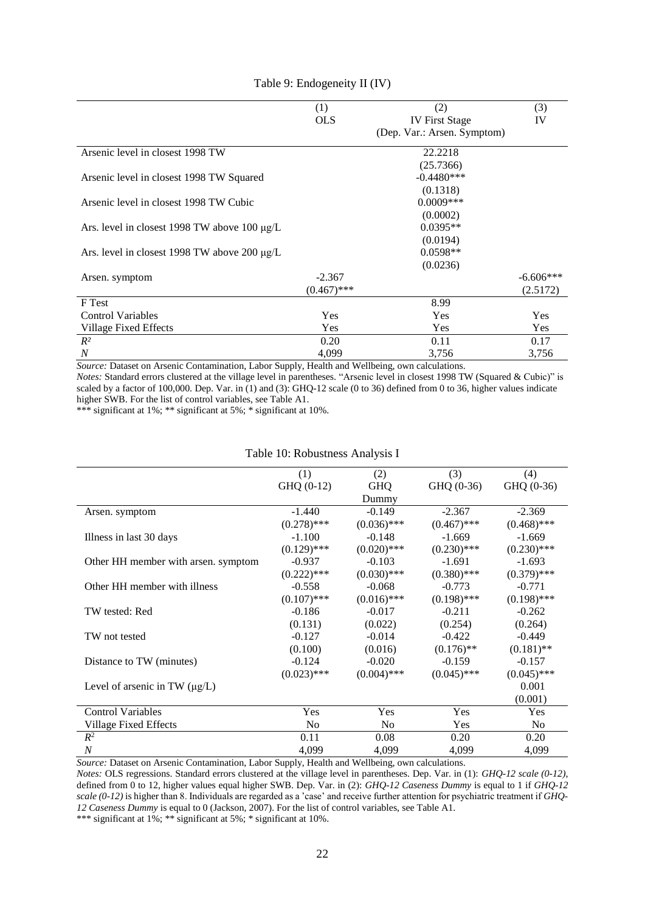Table 9: Endogeneity II (IV)

| | (1) | (2) | (3) |
|---|---|---|---|
| | OLS | IV First Stage (Dep. Var.: Arsen. Symptom) | IV |
| Arsenic level in closest 1998 TW | | 22.2218 | |
| | | (25.7366) | |
| Arsenic level in closest 1998 TW Squared | | -0.4480*** | |
| | | (0.1318) | |
| Arsenic level in closest 1998 TW Cubic | | 0.0009*** | |
| | | (0.0002) | |
| Ars. level in closest 1998 TW above 100 μg/L | | 0.0395** | |
| | | (0.0194) | |
| Ars. level in closest 1998 TW above 200 μg/L | | 0.0598** | |
| | | (0.0236) | |
| Arsen. symptom | -2.367 | | -6.606*** |
| | (0.467)*** | | (2.5172) |
| F Test | | 8.99 | |
| Control Variables | Yes | Yes | Yes |
| Village Fixed Effects | Yes | Yes | Yes |
| $R^2$ | 0.20 | 0.11 | 0.17 |
| $N$ | 4,099 | 3,756 | 3,756 |

*Source:* Dataset on Arsenic Contamination, Labor Supply, Health and Wellbeing, own calculations.
*Notes:* Standard errors clustered at the village level in parentheses. "Arsenic level in closest 1998 TW (Squared & Cubic)" is scaled by a factor of 100,000. Dep. Var. in (1) and (3): GHQ-12 scale (0 to 36) defined from 0 to 36, higher values indicate higher SWB. For the list of control variables, see Table A1.
*** significant at 1%; ** significant at 5%; * significant at 10%.

Table 10: Robustness Analysis I

| | (1) | (2) | (3) | (4) |
|---|---|---|---|---|
| | GHQ (0-12) | GHQ Dummy | GHQ (0-36) | GHQ (0-36) |
| Arsen. symptom | -1.440 | -0.149 | -2.367 | -2.369 |
| | (0.278)*** | (0.036)*** | (0.467)*** | (0.468)*** |
| Illness in last 30 days | -1.100 | -0.148 | -1.669 | -1.669 |
| | (0.129)*** | (0.020)*** | (0.230)*** | (0.230)*** |
| Other HH member with arsen. symptom | -0.937 | -0.103 | -1.691 | -1.693 |
| | (0.222)*** | (0.030)*** | (0.380)*** | (0.379)*** |
| Other HH member with illness | -0.558 | -0.068 | -0.773 | -0.771 |
| | (0.107)*** | (0.016)*** | (0.198)*** | (0.198)*** |
| TW tested: Red | -0.186 | -0.017 | -0.211 | -0.262 |
| | (0.131) | (0.022) | (0.254) | (0.264) |
| TW not tested | -0.127 | -0.014 | -0.422 | -0.449 |
| | (0.100) | (0.016) | (0.176)** | (0.181)** |
| Distance to TW (minutes) | -0.124 | -0.020 | -0.159 | -0.157 |
| | (0.023)*** | (0.004)*** | (0.045)*** | (0.045)*** |
| Level of arsenic in TW (μg/L) | | | | 0.001 |
| | | | | (0.001) |
| Control Variables | Yes | Yes | Yes | Yes |
| Village Fixed Effects | No | No | Yes | No |
| $R^2$ | 0.11 | 0.08 | 0.20 | 0.20 |
| $N$ | 4,099 | 4,099 | 4,099 | 4,099 |

*Source:* Dataset on Arsenic Contamination, Labor Supply, Health and Wellbeing, own calculations.
*Notes:* OLS regressions. Standard errors clustered at the village level in parentheses. Dep. Var. in (1): *GHQ-12 scale (0-12)*, defined from 0 to 12, higher values equal higher SWB. Dep. Var. in (2): *GHQ-12 Caseness Dummy* is equal to 1 if *GHQ-12 scale (0-12)* is higher than 8. Individuals are regarded as a 'case' and receive further attention for psychiatric treatment if *GHQ-12 Caseness Dummy* is equal to 0 (Jackson, 2007). For the list of control variables, see Table A1.
*** significant at 1%; ** significant at 5%; * significant at 10%.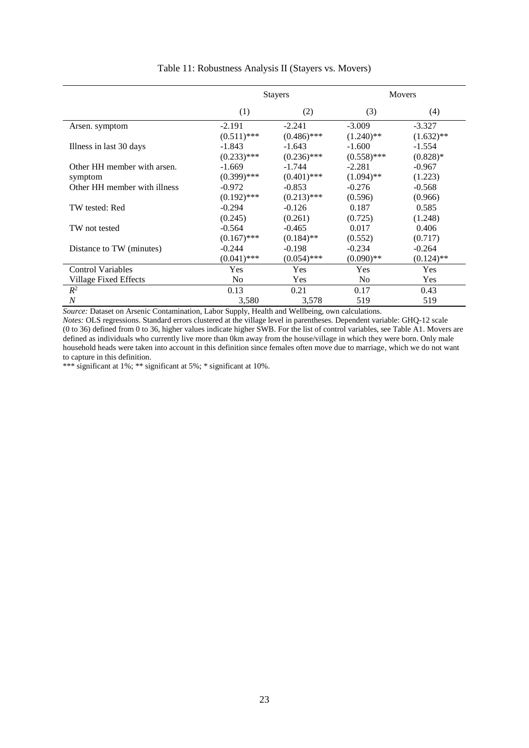Table 11: Robustness Analysis II (Stayers vs. Movers)

| | Stayers | | Movers | |
|---|---|---|---|---|
| | (1) | (2) | (3) | (4) |
| Arsen. symptom | -2.191 | -2.241 | -3.009 | -3.327 |
| | (0.511)*** | (0.486)*** | (1.240)** | (1.632)** |
| Illness in last 30 days | -1.843 | -1.643 | -1.600 | -1.554 |
| | (0.233)*** | (0.236)*** | (0.558)*** | (0.828)* |
| Other HH member with arsen. symptom | -1.669 | -1.744 | -2.281 | -0.967 |
| | (0.399)*** | (0.401)*** | (1.094)** | (1.223) |
| Other HH member with illness | -0.972 | -0.853 | -0.276 | -0.568 |
| | (0.192)*** | (0.213)*** | (0.596) | (0.966) |
| TW tested: Red | -0.294 | -0.126 | 0.187 | 0.585 |
| | (0.245) | (0.261) | (0.725) | (1.248) |
| TW not tested | -0.564 | -0.465 | 0.017 | 0.406 |
| | (0.167)*** | (0.184)** | (0.552) | (0.717) |
| Distance to TW (minutes) | -0.244 | -0.198 | -0.234 | -0.264 |
| | (0.041)*** | (0.054)*** | (0.090)** | (0.124)** |
| Control Variables | Yes | Yes | Yes | Yes |
| Village Fixed Effects | No | Yes | No | Yes |
| $R^2$ | 0.13 | 0.21 | 0.17 | 0.43 |
| $N$ | 3,580 | 3,578 | 519 | 519 |

*Source:* Dataset on Arsenic Contamination, Labor Supply, Health and Wellbeing, own calculations.
*Notes:* OLS regressions. Standard errors clustered at the village level in parentheses. Dependent variable: GHQ-12 scale (0 to 36) defined from 0 to 36, higher values indicate higher SWB. For the list of control variables, see Table A1. Movers are defined as individuals who currently live more than 0km away from the house/village in which they were born. Only male household heads were taken into account in this definition since females often move due to marriage, which we do not want to capture in this definition.
*** significant at 1%; ** significant at 5%; * significant at 10%.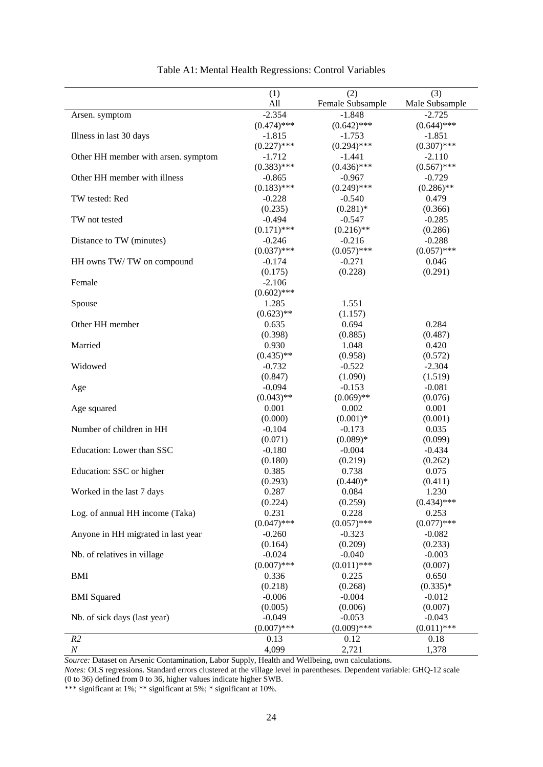Table A1: Mental Health Regressions: Control Variables

| | (1) All | (2) Female Subsample | (3) Male Subsample |
|---|---|---|---|
| Arsen. symptom | -2.354 | -1.848 | -2.725 |
| | (0.474)*** | (0.642)*** | (0.644)*** |
| Illness in last 30 days | -1.815 | -1.753 | -1.851 |
| | (0.227)*** | (0.294)*** | (0.307)*** |
| Other HH member with arsen. symptom | -1.712 | -1.441 | -2.110 |
| | (0.383)*** | (0.436)*** | (0.567)*** |
| Other HH member with illness | -0.865 | -0.967 | -0.729 |
| | (0.183)*** | (0.249)*** | (0.286)** |
| TW tested: Red | -0.228 | -0.540 | 0.479 |
| | (0.235) | (0.281)* | (0.366) |
| TW not tested | -0.494 | -0.547 | -0.285 |
| | (0.171)*** | (0.216)** | (0.286) |
| Distance to TW (minutes) | -0.246 | -0.216 | -0.288 |
| | (0.037)*** | (0.057)*** | (0.057)*** |
| HH owns TW/ TW on compound | -0.174 | -0.271 | 0.046 |
| | (0.175) | (0.228) | (0.291) |
| Female | -2.106 | | |
| | (0.602)*** | | |
| Spouse | 1.285 | 1.551 | |
| | (0.623)** | (1.157) | |
| Other HH member | 0.635 | 0.694 | 0.284 |
| | (0.398) | (0.885) | (0.487) |
| Married | 0.930 | 1.048 | 0.420 |
| | (0.435)** | (0.958) | (0.572) |
| Widowed | -0.732 | -0.522 | -2.304 |
| | (0.847) | (1.090) | (1.519) |
| Age | -0.094 | -0.153 | -0.081 |
| | (0.043)** | (0.069)** | (0.076) |
| Age squared | 0.001 | 0.002 | 0.001 |
| | (0.000) | (0.001)* | (0.001) |
| Number of children in HH | -0.104 | -0.173 | 0.035 |
| | (0.071) | (0.089)* | (0.099) |
| Education: Lower than SSC | -0.180 | -0.004 | -0.434 |
| | (0.180) | (0.219) | (0.262) |
| Education: SSC or higher | 0.385 | 0.738 | 0.075 |
| | (0.293) | (0.440)* | (0.411) |
| Worked in the last 7 days | 0.287 | 0.084 | 1.230 |
| | (0.224) | (0.259) | (0.434)*** |
| Log. of annual HH income (Taka) | 0.231 | 0.228 | 0.253 |
| | (0.047)*** | (0.057)*** | (0.077)*** |
| Anyone in HH migrated in last year | -0.260 | -0.323 | -0.082 |
| | (0.164) | (0.209) | (0.233) |
| Nb. of relatives in village | -0.024 | -0.040 | -0.003 |
| | (0.007)*** | (0.011)*** | (0.007) |
| BMI | 0.336 | 0.225 | 0.650 |
| | (0.218) | (0.268) | (0.335)* |
| BMI Squared | -0.006 | -0.004 | -0.012 |
| | (0.005) | (0.006) | (0.007) |
| Nb. of sick days (last year) | -0.049 | -0.053 | -0.043 |
| | (0.007)*** | (0.009)*** | (0.011)*** |
| *R2* | 0.13 | 0.12 | 0.18 |
| *N* | 4,099 | 2,721 | 1,378 |

*Source:* Dataset on Arsenic Contamination, Labor Supply, Health and Wellbeing, own calculations.

*Notes:* OLS regressions. Standard errors clustered at the village level in parentheses. Dependent variable: GHQ-12 scale (0 to 36) defined from 0 to 36, higher values indicate higher SWB.

*** significant at 1%; ** significant at 5%; * significant at 10%.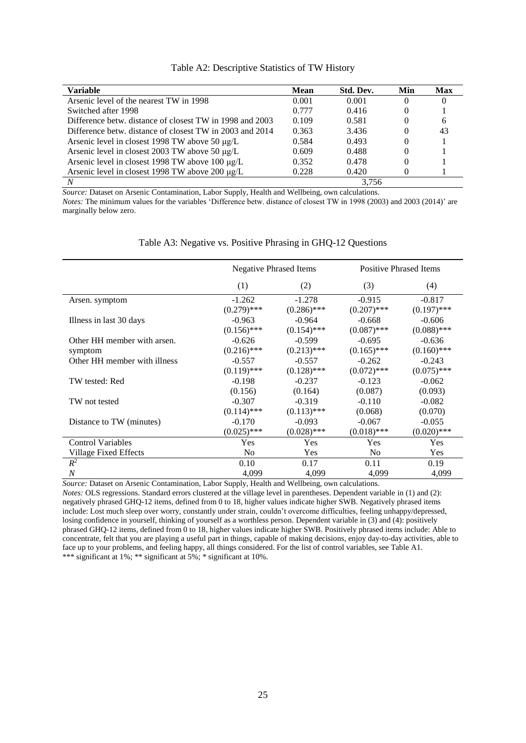Table A2: Descriptive Statistics of TW History

| Variable | Mean | Std. Dev. | Min | Max |
|---|---|---|---|---|
| Arsenic level of the nearest TW in 1998 | 0.001 | 0.001 | 0 | 0 |
| Switched after 1998 | 0.777 | 0.416 | 0 | 1 |
| Difference betw. distance of closest TW in 1998 and 2003 | 0.109 | 0.581 | 0 | 6 |
| Difference betw. distance of closest TW in 2003 and 2014 | 0.363 | 3.436 | 0 | 43 |
| Arsenic level in closest 1998 TW above 50 μg/L | 0.584 | 0.493 | 0 | 1 |
| Arsenic level in closest 2003 TW above 50 μg/L | 0.609 | 0.488 | 0 | 1 |
| Arsenic level in closest 1998 TW above 100 μg/L | 0.352 | 0.478 | 0 | 1 |
| Arsenic level in closest 1998 TW above 200 μg/L | 0.228 | 0.420 | 0 | 1 |
| *N* | | 3,756 | | |

*Source:* Dataset on Arsenic Contamination, Labor Supply, Health and Wellbeing, own calculations.
*Notes:* The minimum values for the variables 'Difference betw. distance of closest TW in 1998 (2003) and 2003 (2014)' are marginally below zero.

Table A3: Negative vs. Positive Phrasing in GHQ-12 Questions

| | Negative Phrased Items | | Positive Phrased Items | |
|---|---|---|---|---|
| | (1) | (2) | (3) | (4) |
| Arsen. symptom | -1.262 | -1.278 | -0.915 | -0.817 |
| | (0.279)*** | (0.286)*** | (0.207)*** | (0.197)*** |
| Illness in last 30 days | -0.963 | -0.964 | -0.668 | -0.606 |
| | (0.156)*** | (0.154)*** | (0.087)*** | (0.088)*** |
| Other HH member with arsen. | -0.626 | -0.599 | -0.695 | -0.636 |
| symptom | (0.216)*** | (0.213)*** | (0.165)*** | (0.160)*** |
| Other HH member with illness | -0.557 | -0.557 | -0.262 | -0.243 |
| | (0.119)*** | (0.128)*** | (0.072)*** | (0.075)*** |
| TW tested: Red | -0.198 | -0.237 | -0.123 | -0.062 |
| | (0.156) | (0.164) | (0.087) | (0.093) |
| TW not tested | -0.307 | -0.319 | -0.110 | -0.082 |
| | (0.114)*** | (0.113)*** | (0.068) | (0.070) |
| Distance to TW (minutes) | -0.170 | -0.093 | -0.067 | -0.055 |
| | (0.025)*** | (0.028)*** | (0.018)*** | (0.020)*** |
| Control Variables | Yes | Yes | Yes | Yes |
| Village Fixed Effects | No | Yes | No | Yes |
| $R^2$ | 0.10 | 0.17 | 0.11 | 0.19 |
| *N* | 4,099 | 4,099 | 4,099 | 4,099 |

*Source:* Dataset on Arsenic Contamination, Labor Supply, Health and Wellbeing, own calculations.
*Notes:* OLS regressions. Standard errors clustered at the village level in parentheses. Dependent variable in (1) and (2): negatively phrased GHQ-12 items, defined from 0 to 18, higher values indicate higher SWB. Negatively phrased items include: Lost much sleep over worry, constantly under strain, couldn't overcome difficulties, feeling unhappy/depressed, losing confidence in yourself, thinking of yourself as a worthless person. Dependent variable in (3) and (4): positively phrased GHQ-12 items, defined from 0 to 18, higher values indicate higher SWB. Positively phrased items include: Able to concentrate, felt that you are playing a useful part in things, capable of making decisions, enjoy day-to-day activities, able to face up to your problems, and feeling happy, all things considered. For the list of control variables, see Table A1.
*** significant at 1%; ** significant at 5%; * significant at 10%.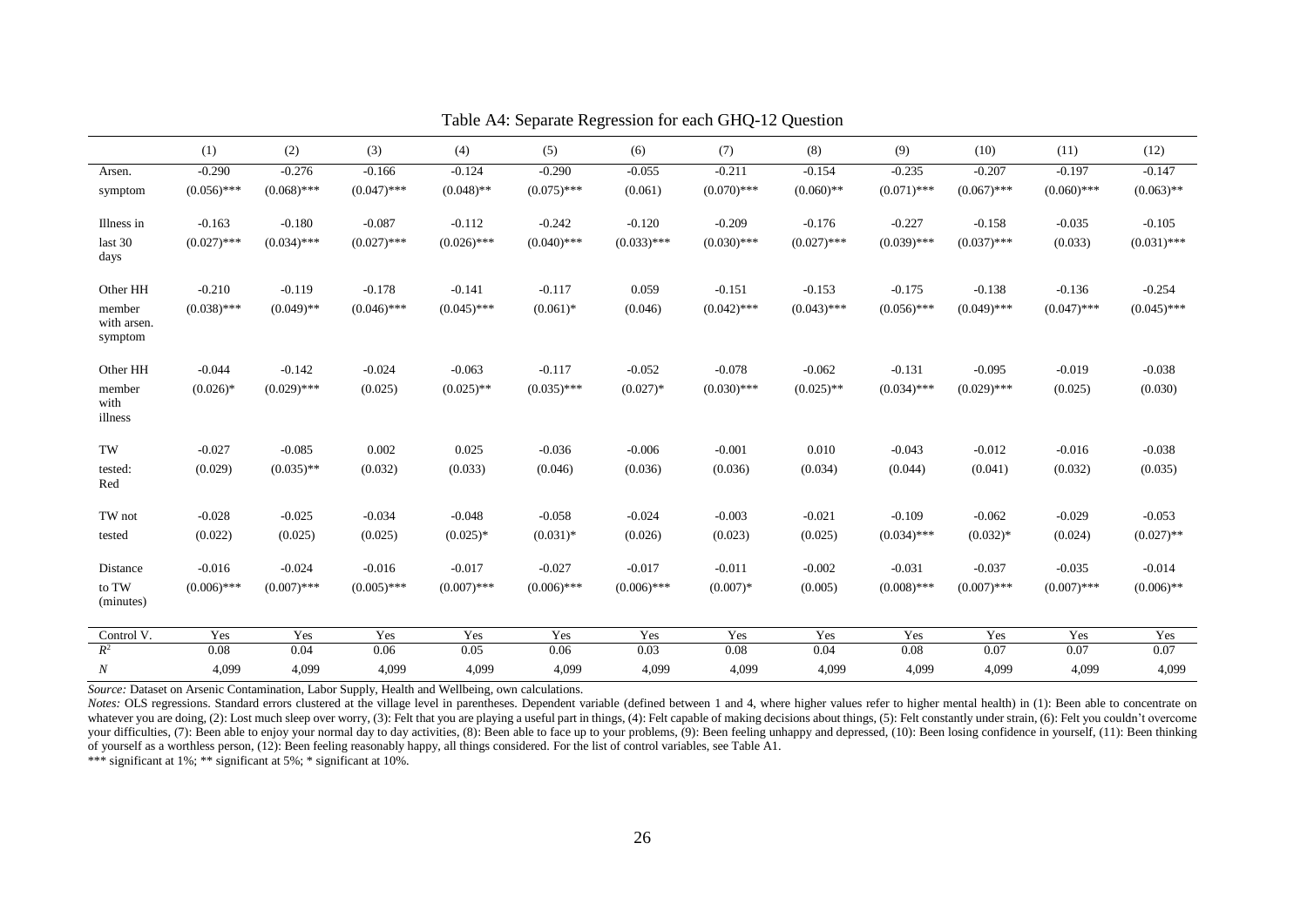Table A4: Separate Regression for each GHQ-12 Question

| | (1) | (2) | (3) | (4) | (5) | (6) | (7) | (8) | (9) | (10) | (11) | (12) |
|---|---|---|---|---|---|---|---|---|---|---|---|---|
| Arsen. symptom | -0.290<br>(0.056)*** | -0.276<br>(0.068)*** | -0.166<br>(0.047)*** | -0.124<br>(0.048)** | -0.290<br>(0.075)*** | -0.055<br>(0.061) | -0.211<br>(0.070)*** | -0.154<br>(0.060)** | -0.235<br>(0.071)*** | -0.207<br>(0.067)*** | -0.197<br>(0.060)*** | -0.147<br>(0.063)** |
| Illness in last 30 days | -0.163<br>(0.027)*** | -0.180<br>(0.034)*** | -0.087<br>(0.027)*** | -0.112<br>(0.026)*** | -0.242<br>(0.040)*** | -0.120<br>(0.033)*** | -0.209<br>(0.030)*** | -0.176<br>(0.027)*** | -0.227<br>(0.039)*** | -0.158<br>(0.037)*** | -0.035<br>(0.033) | -0.105<br>(0.031)*** |
| Other HH member with arsen. symptom | -0.210<br>(0.038)*** | -0.119<br>(0.049)** | -0.178<br>(0.046)*** | -0.141<br>(0.045)*** | -0.117<br>(0.061)* | 0.059<br>(0.046) | -0.151<br>(0.042)*** | -0.153<br>(0.043)*** | -0.175<br>(0.056)*** | -0.138<br>(0.049)*** | -0.136<br>(0.047)*** | -0.254<br>(0.045)*** |
| Other HH member with illness | -0.044<br>(0.026)* | -0.142<br>(0.029)*** | -0.024<br>(0.025) | -0.063<br>(0.025)** | -0.117<br>(0.035)*** | -0.052<br>(0.027)* | -0.078<br>(0.030)*** | -0.062<br>(0.025)** | -0.131<br>(0.034)*** | -0.095<br>(0.029)*** | -0.019<br>(0.025) | -0.038<br>(0.030) |
| TW tested: Red | -0.027<br>(0.029) | -0.085<br>(0.035)** | 0.002<br>(0.032) | 0.025<br>(0.033) | -0.036<br>(0.046) | -0.006<br>(0.036) | -0.001<br>(0.036) | 0.010<br>(0.034) | -0.043<br>(0.044) | -0.012<br>(0.041) | -0.016<br>(0.032) | -0.038<br>(0.035) |
| TW not tested | -0.028<br>(0.022) | -0.025<br>(0.025) | -0.034<br>(0.025) | -0.048<br>(0.025)* | -0.058<br>(0.031)* | -0.024<br>(0.026) | -0.003<br>(0.023) | -0.021<br>(0.025) | -0.109<br>(0.034)*** | -0.062<br>(0.032)* | -0.029<br>(0.024) | -0.053<br>(0.027)** |
| Distance to TW (minutes) | -0.016<br>(0.006)*** | -0.024<br>(0.007)*** | -0.016<br>(0.005)*** | -0.017<br>(0.007)*** | -0.027<br>(0.006)*** | -0.017<br>(0.006)*** | -0.011<br>(0.007)* | -0.002<br>(0.005) | -0.031<br>(0.008)*** | -0.037<br>(0.007)*** | -0.035<br>(0.007)*** | -0.014<br>(0.006)** |
| Control V. | Yes | Yes | Yes | Yes | Yes | Yes | Yes | Yes | Yes | Yes | Yes | Yes |
| $R^2$ | 0.08 | 0.04 | 0.06 | 0.05 | 0.06 | 0.03 | 0.08 | 0.04 | 0.08 | 0.07 | 0.07 | 0.07 |
| $N$ | 4,099 | 4,099 | 4,099 | 4,099 | 4,099 | 4,099 | 4,099 | 4,099 | 4,099 | 4,099 | 4,099 | 4,099 |

*Source:* Dataset on Arsenic Contamination, Labor Supply, Health and Wellbeing, own calculations.

*Notes:* OLS regressions. Standard errors clustered at the village level in parentheses. Dependent variable (defined between 1 and 4, where higher values refer to higher mental health) in (1): Been able to concentrate on whatever you are doing, (2): Lost much sleep over worry, (3): Felt that you are playing a useful part in things, (4): Felt capable of making decisions about things, (5): Felt constantly under strain, (6): Felt you couldn't overcome your difficulties, (7): Been able to enjoy your normal day to day activities, (8): Been able to face up to your problems, (9): Been feeling unhappy and depressed, (10): Been losing confidence in yourself, (11): Been thinking of yourself as a worthless person, (12): Been feeling reasonably happy, all things considered. For the list of control variables, see Table A1.

*** significant at 1%; ** significant at 5%; * significant at 10%.